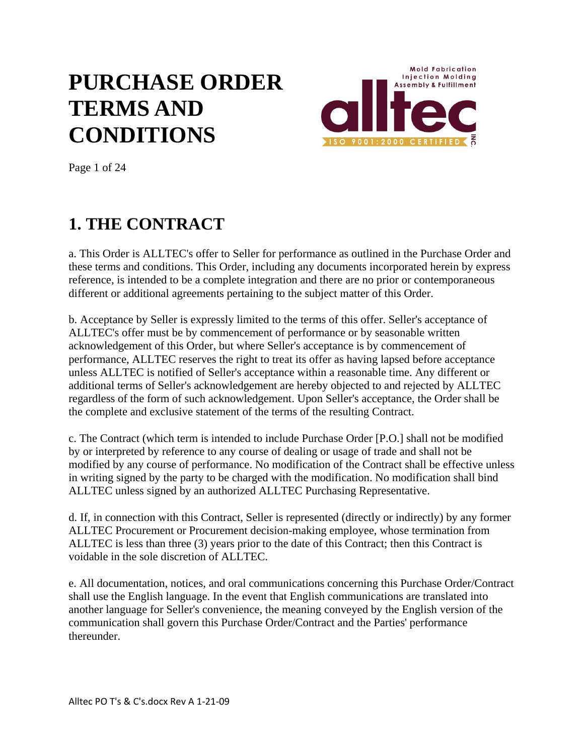# PURCHASE ORDER TERMS AND CONDITIONS

## 1. THE CONTRACT

a. This Order is ALLTEC's offer to Seller for performance as outlined in the Purchase Order and these terms and conditions. This Order, including any documents incorporated herein by express reference, is intended to be a complete integration and there are no prior or contemporaneous different or additional agreements pertaining to the subject matter of this Order.

b. Acceptance by Seller is expressly limited to the terms of this offer. Seller's acceptance of ALLTEC's offer must be by commencement of performance or by seasonable written acknowledgement of this Order, but where Seller's acceptance is by commencement of performance, ALLTEC reserves the right to treat its offer as having lapsed before acceptance unless ALLTEC is notified of Seller's acceptance within a reasonable time. Any different or additional terms of Seller's acknowledgement are hereby objected to and rejected by ALLTEC regardless of the form of such acknowledgement. Upon Seller's acceptance, the Order shall be the complete and exclusive statement of the terms of the resulting Contract.

c. The Contract (which term is intended to include Purchase Order [P.O.] shall not be modified by or interpreted by reference to any course of dealing or usage of trade and shall not be modified by any course of performance. No modification of the Contract shall be effective unless in writing signed by the party to be charged with the modification. No modification shall bind ALLTEC unless signed by an authorized ALLTEC Purchasing Representative.

d. If, in connection with this Contract, Seller is represented (directly or indirectly) by any former ALLTEC Procurement or Procurement decision-making employee, whose termination from ALLTEC is less than three (3) years prior to the date of this Contract; then this Contract is voidable in the sole discretion of ALLTEC.

e. All documentation, notices, and oral communications concerning this Purchase Order/Contract shall use the English language. In the event that English communications are translated into another language for Seller's convenience, the meaning conveyed by the English version of the communication shall govern this Purchase Order/Contract and the Parties' performance thereunder.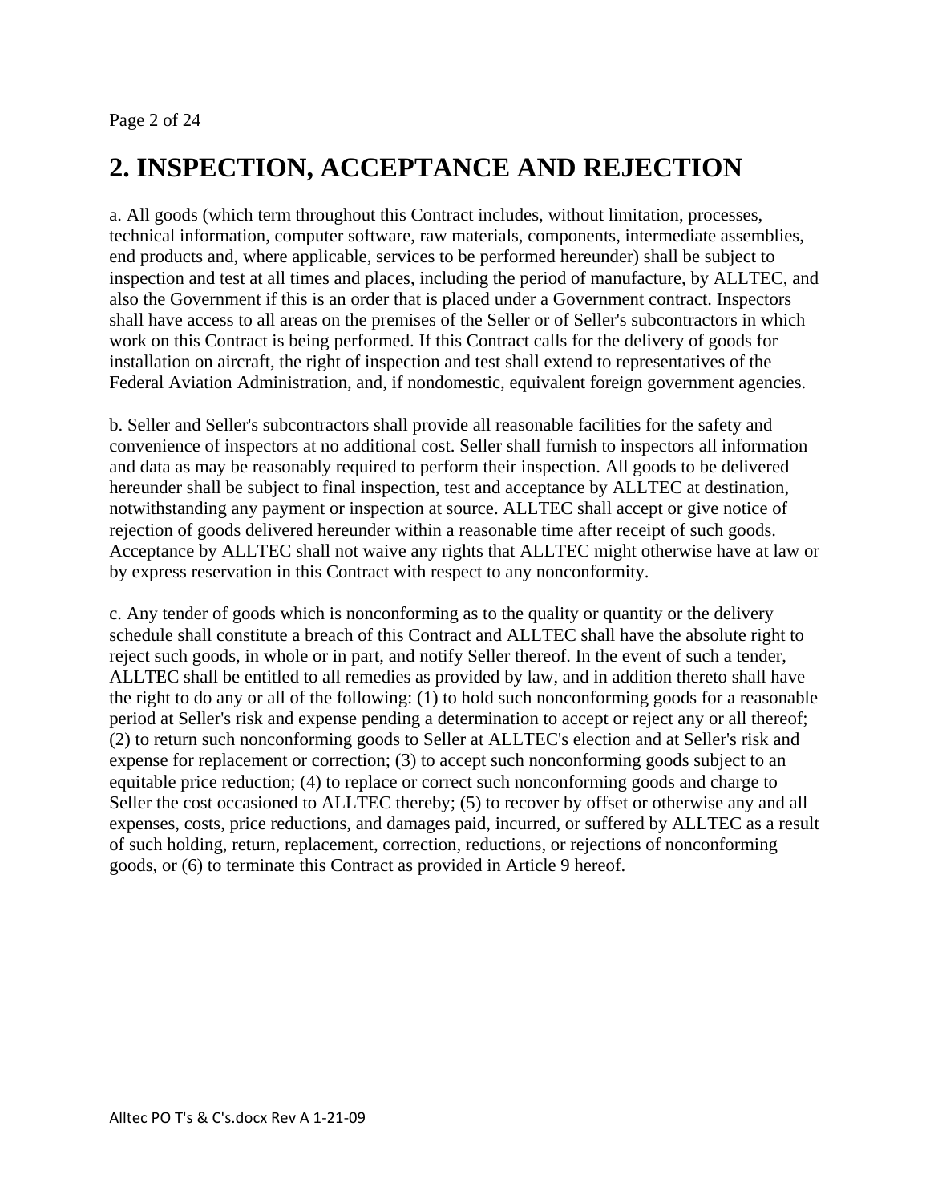## 2. INSPECTION, ACCEPTANCE AND REJECTION

a. All goods (which term throughout this Contract includes, without limitation, processes, technical information, computer software, raw materials, components, intermediate assemblies, end products and, where applicable, services to be performed hereunder) shall be subject to inspection and test at all times and places, including the period of manufacture, by ALLTEC, and also the Government if this is an order that is placed under a Government contract. Inspectors shall have access to all areas on the premises of the Seller or of Seller's subcontractors in which work on this Contract is being performed. If this Contract calls for the delivery of goods for installation on aircraft, the right of inspection and test shall extend to representatives of the Federal Aviation Administration, and, if nondomestic, equivalent foreign government agencies.

b. Seller and Seller's subcontractors shall provide all reasonable facilities for the safety and convenience of inspectors at no additional cost. Seller shall furnish to inspectors all information and data as may be reasonably required to perform their inspection. All goods to be delivered hereunder shall be subject to final inspection, test and acceptance by ALLTEC at destination, notwithstanding any payment or inspection at source. ALLTEC shall accept or give notice of rejection of goods delivered hereunder within a reasonable time after receipt of such goods. Acceptance by ALLTEC shall not waive any rights that ALLTEC might otherwise have at law or by express reservation in this Contract with respect to any nonconformity.

c. Any tender of goods which is nonconforming as to the quality or quantity or the delivery schedule shall constitute a breach of this Contract and ALLTEC shall have the absolute right to reject such goods, in whole or in part, and notify Seller thereof. In the event of such a tender, ALLTEC shall be entitled to all remedies as provided by law, and in addition thereto shall have the right to do any or all of the following: (1) to hold such nonconforming goods for a reasonable period at Seller's risk and expense pending a determination to accept or reject any or all thereof; (2) to return such nonconforming goods to Seller at ALLTEC's election and at Seller's risk and expense for replacement or correction; (3) to accept such nonconforming goods subject to an equitable price reduction; (4) to replace or correct such nonconforming goods and charge to Seller the cost occasioned to ALLTEC thereby; (5) to recover by offset or otherwise any and all expenses, costs, price reductions, and damages paid, incurred, or suffered by ALLTEC as a result of such holding, return, replacement, correction, reductions, or rejections of nonconforming goods, or (6) to terminate this Contract as provided in Article 9 hereof.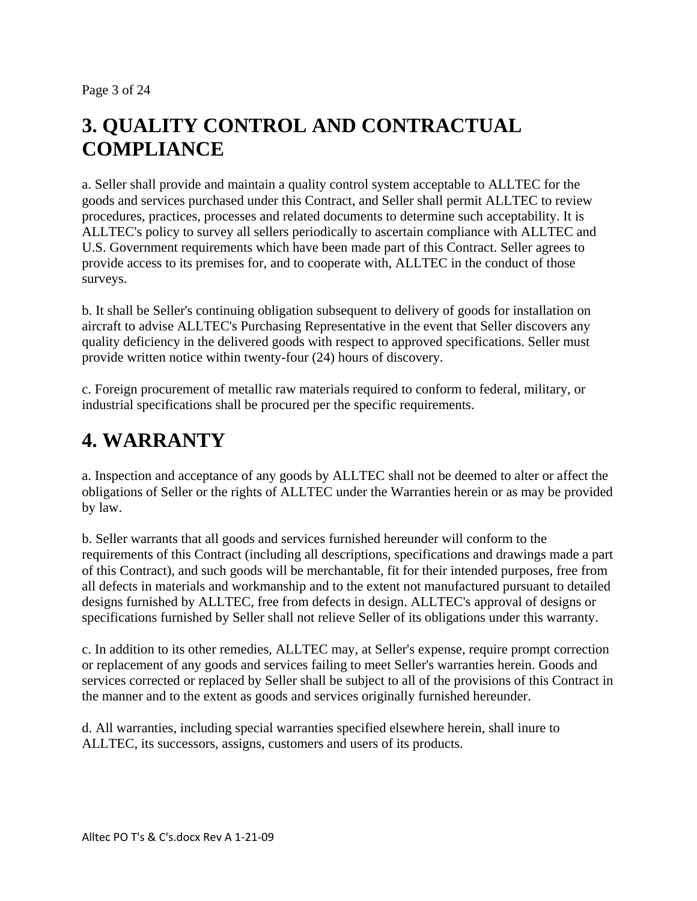# 3. QUALITY CONTROL AND CONTRACTUAL COMPLIANCE

a. Seller shall provide and maintain a quality control system acceptable to ALLTEC for the goods and services purchased under this Contract, and Seller shall permit ALLTEC to review procedures, practices, processes and related documents to determine such acceptability. It is ALLTEC's policy to survey all sellers periodically to ascertain compliance with ALLTEC and U.S. Government requirements which have been made part of this Contract. Seller agrees to provide access to its premises for, and to cooperate with, ALLTEC in the conduct of those surveys.

b. It shall be Seller's continuing obligation subsequent to delivery of goods for installation on aircraft to advise ALLTEC's Purchasing Representative in the event that Seller discovers any quality deficiency in the delivered goods with respect to approved specifications. Seller must provide written notice within twenty-four (24) hours of discovery.

c. Foreign procurement of metallic raw materials required to conform to federal, military, or industrial specifications shall be procured per the specific requirements.

# 4. WARRANTY

a. Inspection and acceptance of any goods by ALLTEC shall not be deemed to alter or affect the obligations of Seller or the rights of ALLTEC under the Warranties herein or as may be provided by law.

b. Seller warrants that all goods and services furnished hereunder will conform to the requirements of this Contract (including all descriptions, specifications and drawings made a part of this Contract), and such goods will be merchantable, fit for their intended purposes, free from all defects in materials and workmanship and to the extent not manufactured pursuant to detailed designs furnished by ALLTEC, free from defects in design. ALLTEC's approval of designs or specifications furnished by Seller shall not relieve Seller of its obligations under this warranty.

c. In addition to its other remedies, ALLTEC may, at Seller's expense, require prompt correction or replacement of any goods and services failing to meet Seller's warranties herein. Goods and services corrected or replaced by Seller shall be subject to all of the provisions of this Contract in the manner and to the extent as goods and services originally furnished hereunder.

d. All warranties, including special warranties specified elsewhere herein, shall inure to ALLTEC, its successors, assigns, customers and users of its products.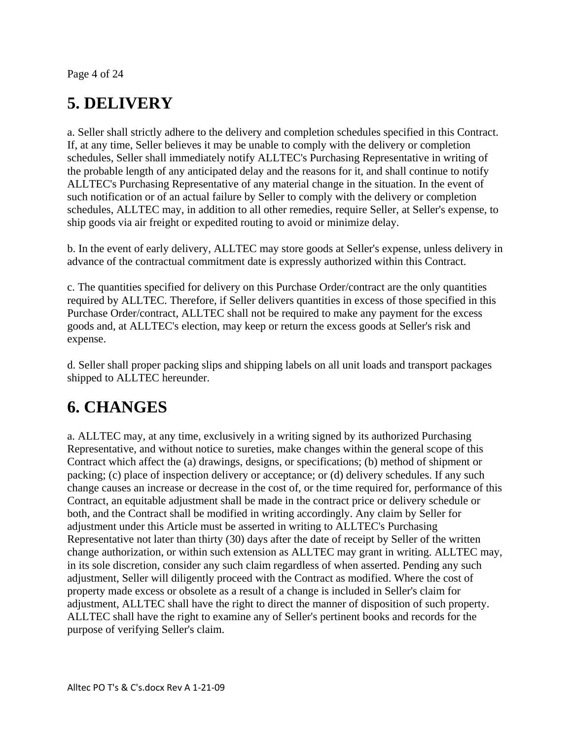# 5. DELIVERY

a. Seller shall strictly adhere to the delivery and completion schedules specified in this Contract. If, at any time, Seller believes it may be unable to comply with the delivery or completion schedules, Seller shall immediately notify ALLTEC's Purchasing Representative in writing of the probable length of any anticipated delay and the reasons for it, and shall continue to notify ALLTEC's Purchasing Representative of any material change in the situation. In the event of such notification or of an actual failure by Seller to comply with the delivery or completion schedules, ALLTEC may, in addition to all other remedies, require Seller, at Seller's expense, to ship goods via air freight or expedited routing to avoid or minimize delay.

b. In the event of early delivery, ALLTEC may store goods at Seller's expense, unless delivery in advance of the contractual commitment date is expressly authorized within this Contract.

c. The quantities specified for delivery on this Purchase Order/contract are the only quantities required by ALLTEC. Therefore, if Seller delivers quantities in excess of those specified in this Purchase Order/contract, ALLTEC shall not be required to make any payment for the excess goods and, at ALLTEC's election, may keep or return the excess goods at Seller's risk and expense.

d. Seller shall proper packing slips and shipping labels on all unit loads and transport packages shipped to ALLTEC hereunder.

# 6. CHANGES

a. ALLTEC may, at any time, exclusively in a writing signed by its authorized Purchasing Representative, and without notice to sureties, make changes within the general scope of this Contract which affect the (a) drawings, designs, or specifications; (b) method of shipment or packing; (c) place of inspection delivery or acceptance; or (d) delivery schedules. If any such change causes an increase or decrease in the cost of, or the time required for, performance of this Contract, an equitable adjustment shall be made in the contract price or delivery schedule or both, and the Contract shall be modified in writing accordingly. Any claim by Seller for adjustment under this Article must be asserted in writing to ALLTEC's Purchasing Representative not later than thirty (30) days after the date of receipt by Seller of the written change authorization, or within such extension as ALLTEC may grant in writing. ALLTEC may, in its sole discretion, consider any such claim regardless of when asserted. Pending any such adjustment, Seller will diligently proceed with the Contract as modified. Where the cost of property made excess or obsolete as a result of a change is included in Seller's claim for adjustment, ALLTEC shall have the right to direct the manner of disposition of such property. ALLTEC shall have the right to examine any of Seller's pertinent books and records for the purpose of verifying Seller's claim.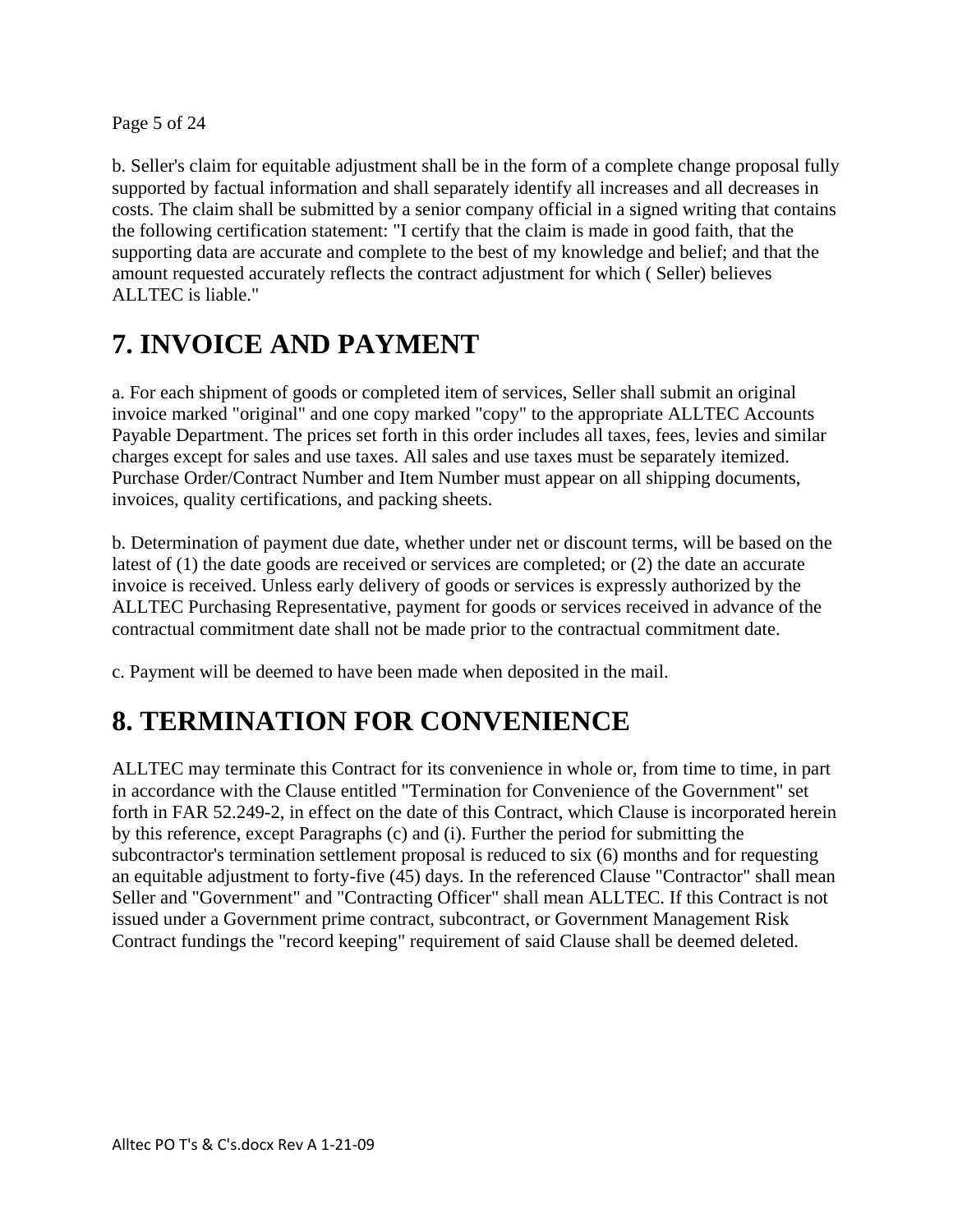b. Seller's claim for equitable adjustment shall be in the form of a complete change proposal fully supported by factual information and shall separately identify all increases and all decreases in costs. The claim shall be submitted by a senior company official in a signed writing that contains the following certification statement: "I certify that the claim is made in good faith, that the supporting data are accurate and complete to the best of my knowledge and belief; and that the amount requested accurately reflects the contract adjustment for which ( Seller) believes ALLTEC is liable."

# 7. INVOICE AND PAYMENT

a. For each shipment of goods or completed item of services, Seller shall submit an original invoice marked "original" and one copy marked "copy" to the appropriate ALLTEC Accounts Payable Department. The prices set forth in this order includes all taxes, fees, levies and similar charges except for sales and use taxes. All sales and use taxes must be separately itemized. Purchase Order/Contract Number and Item Number must appear on all shipping documents, invoices, quality certifications, and packing sheets.

b. Determination of payment due date, whether under net or discount terms, will be based on the latest of (1) the date goods are received or services are completed; or (2) the date an accurate invoice is received. Unless early delivery of goods or services is expressly authorized by the ALLTEC Purchasing Representative, payment for goods or services received in advance of the contractual commitment date shall not be made prior to the contractual commitment date.

c. Payment will be deemed to have been made when deposited in the mail.

# 8. TERMINATION FOR CONVENIENCE

ALLTEC may terminate this Contract for its convenience in whole or, from time to time, in part in accordance with the Clause entitled "Termination for Convenience of the Government" set forth in FAR 52.249-2, in effect on the date of this Contract, which Clause is incorporated herein by this reference, except Paragraphs (c) and (i). Further the period for submitting the subcontractor's termination settlement proposal is reduced to six (6) months and for requesting an equitable adjustment to forty-five (45) days. In the referenced Clause "Contractor" shall mean Seller and "Government" and "Contracting Officer" shall mean ALLTEC. If this Contract is not issued under a Government prime contract, subcontract, or Government Management Risk Contract fundings the "record keeping" requirement of said Clause shall be deemed deleted.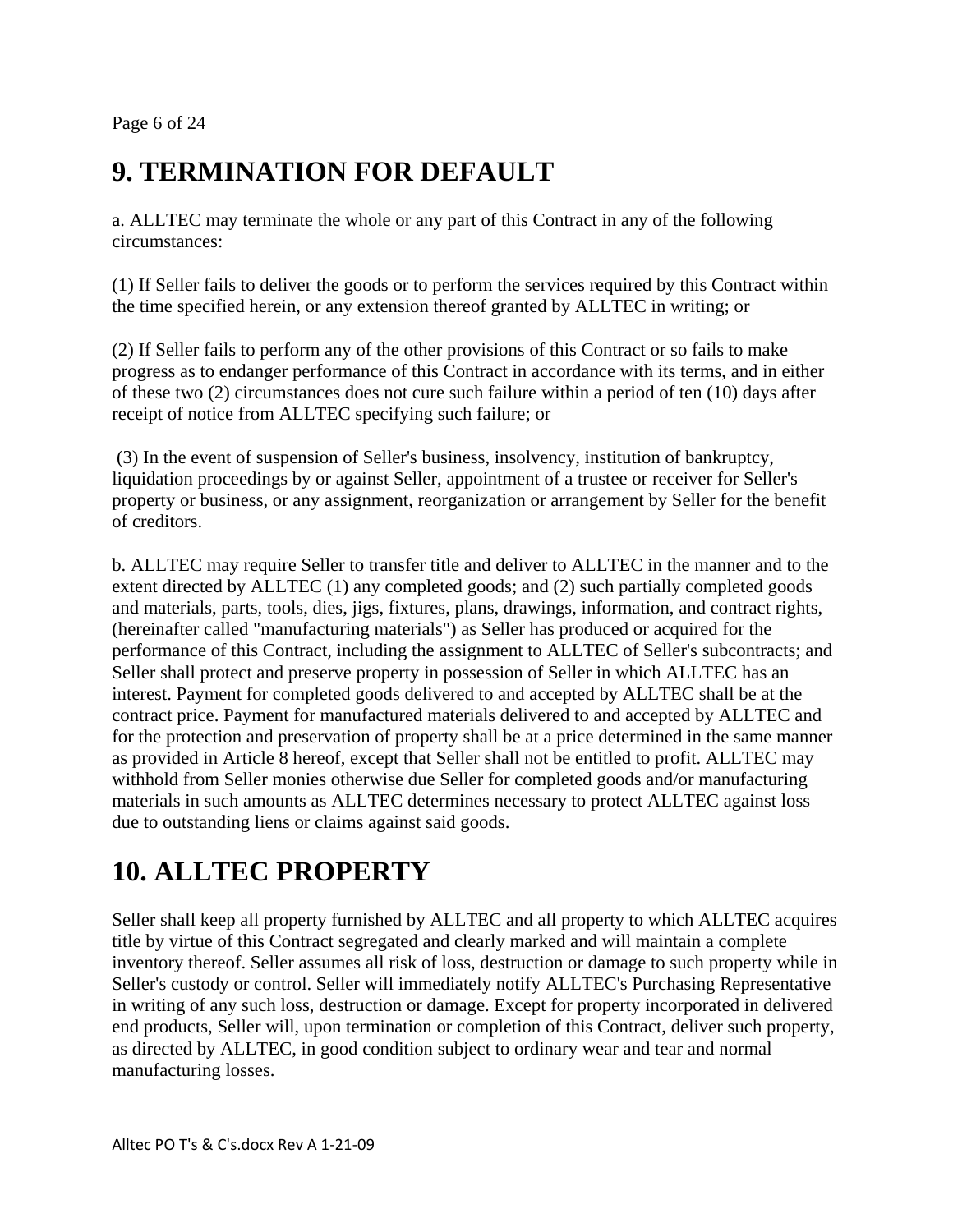## 9. TERMINATION FOR DEFAULT

a. ALLTEC may terminate the whole or any part of this Contract in any of the following circumstances:

(1) If Seller fails to deliver the goods or to perform the services required by this Contract within the time specified herein, or any extension thereof granted by ALLTEC in writing; or

(2) If Seller fails to perform any of the other provisions of this Contract or so fails to make progress as to endanger performance of this Contract in accordance with its terms, and in either of these two (2) circumstances does not cure such failure within a period of ten (10) days after receipt of notice from ALLTEC specifying such failure; or

(3) In the event of suspension of Seller's business, insolvency, institution of bankruptcy, liquidation proceedings by or against Seller, appointment of a trustee or receiver for Seller's property or business, or any assignment, reorganization or arrangement by Seller for the benefit of creditors.

b. ALLTEC may require Seller to transfer title and deliver to ALLTEC in the manner and to the extent directed by ALLTEC (1) any completed goods; and (2) such partially completed goods and materials, parts, tools, dies, jigs, fixtures, plans, drawings, information, and contract rights, (hereinafter called "manufacturing materials") as Seller has produced or acquired for the performance of this Contract, including the assignment to ALLTEC of Seller's subcontracts; and Seller shall protect and preserve property in possession of Seller in which ALLTEC has an interest. Payment for completed goods delivered to and accepted by ALLTEC shall be at the contract price. Payment for manufactured materials delivered to and accepted by ALLTEC and for the protection and preservation of property shall be at a price determined in the same manner as provided in Article 8 hereof, except that Seller shall not be entitled to profit. ALLTEC may withhold from Seller monies otherwise due Seller for completed goods and/or manufacturing materials in such amounts as ALLTEC determines necessary to protect ALLTEC against loss due to outstanding liens or claims against said goods.

## 10. ALLTEC PROPERTY

Seller shall keep all property furnished by ALLTEC and all property to which ALLTEC acquires title by virtue of this Contract segregated and clearly marked and will maintain a complete inventory thereof. Seller assumes all risk of loss, destruction or damage to such property while in Seller's custody or control. Seller will immediately notify ALLTEC's Purchasing Representative in writing of any such loss, destruction or damage. Except for property incorporated in delivered end products, Seller will, upon termination or completion of this Contract, deliver such property, as directed by ALLTEC, in good condition subject to ordinary wear and tear and normal manufacturing losses.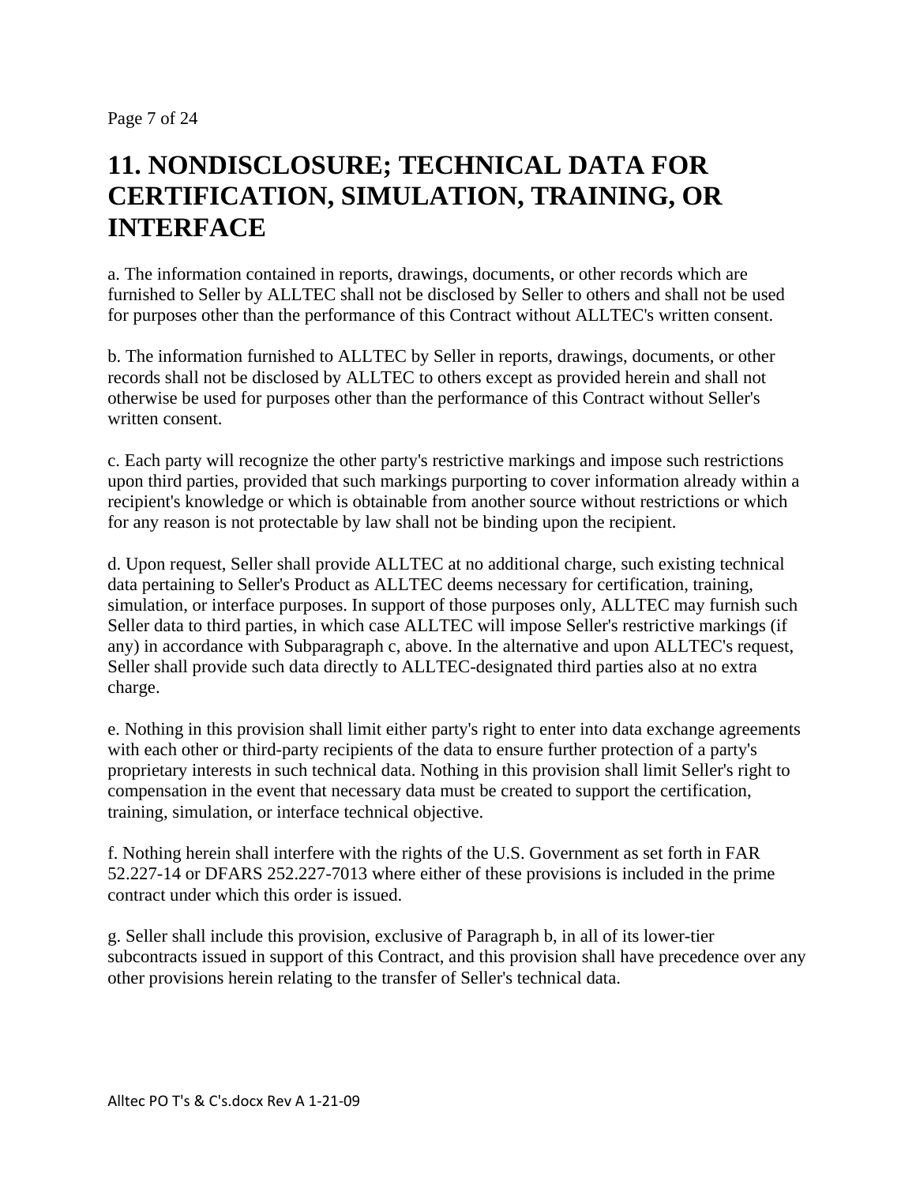# 11. NONDISCLOSURE; TECHNICAL DATA FOR CERTIFICATION, SIMULATION, TRAINING, OR INTERFACE

a. The information contained in reports, drawings, documents, or other records which are furnished to Seller by ALLTEC shall not be disclosed by Seller to others and shall not be used for purposes other than the performance of this Contract without ALLTEC's written consent.

b. The information furnished to ALLTEC by Seller in reports, drawings, documents, or other records shall not be disclosed by ALLTEC to others except as provided herein and shall not otherwise be used for purposes other than the performance of this Contract without Seller's written consent.

c. Each party will recognize the other party's restrictive markings and impose such restrictions upon third parties, provided that such markings purporting to cover information already within a recipient's knowledge or which is obtainable from another source without restrictions or which for any reason is not protectable by law shall not be binding upon the recipient.

d. Upon request, Seller shall provide ALLTEC at no additional charge, such existing technical data pertaining to Seller's Product as ALLTEC deems necessary for certification, training, simulation, or interface purposes. In support of those purposes only, ALLTEC may furnish such Seller data to third parties, in which case ALLTEC will impose Seller's restrictive markings (if any) in accordance with Subparagraph c, above. In the alternative and upon ALLTEC's request, Seller shall provide such data directly to ALLTEC-designated third parties also at no extra charge.

e. Nothing in this provision shall limit either party's right to enter into data exchange agreements with each other or third-party recipients of the data to ensure further protection of a party's proprietary interests in such technical data. Nothing in this provision shall limit Seller's right to compensation in the event that necessary data must be created to support the certification, training, simulation, or interface technical objective.

f. Nothing herein shall interfere with the rights of the U.S. Government as set forth in FAR 52.227-14 or DFARS 252.227-7013 where either of these provisions is included in the prime contract under which this order is issued.

g. Seller shall include this provision, exclusive of Paragraph b, in all of its lower-tier subcontracts issued in support of this Contract, and this provision shall have precedence over any other provisions herein relating to the transfer of Seller's technical data.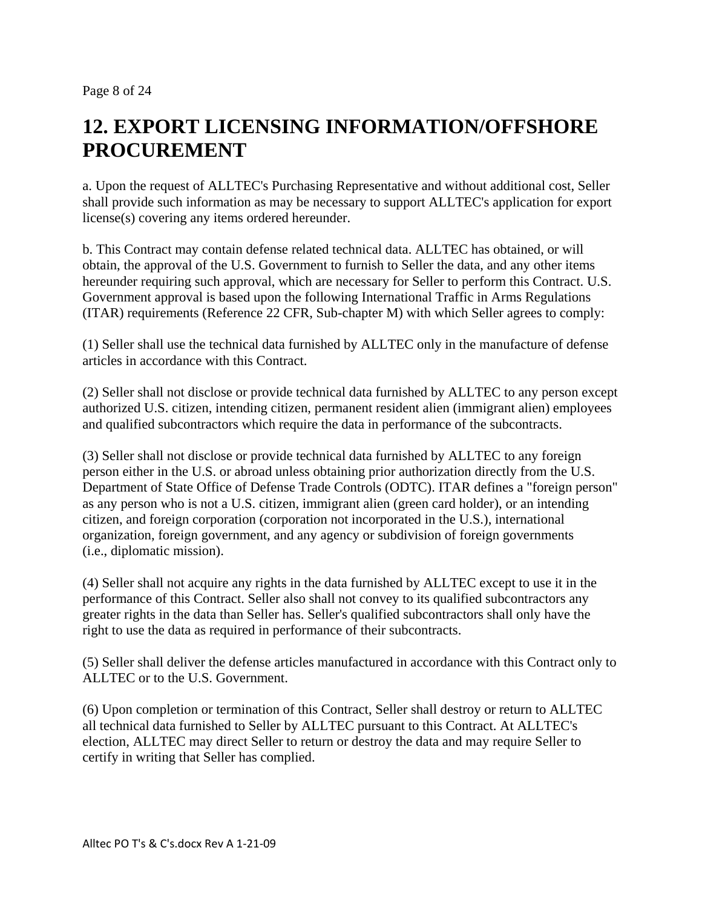## 12. EXPORT LICENSING INFORMATION/OFFSHORE PROCUREMENT

a. Upon the request of ALLTEC's Purchasing Representative and without additional cost, Seller shall provide such information as may be necessary to support ALLTEC's application for export license(s) covering any items ordered hereunder.

b. This Contract may contain defense related technical data. ALLTEC has obtained, or will obtain, the approval of the U.S. Government to furnish to Seller the data, and any other items hereunder requiring such approval, which are necessary for Seller to perform this Contract. U.S. Government approval is based upon the following International Traffic in Arms Regulations (ITAR) requirements (Reference 22 CFR, Sub-chapter M) with which Seller agrees to comply:

(1) Seller shall use the technical data furnished by ALLTEC only in the manufacture of defense articles in accordance with this Contract.

(2) Seller shall not disclose or provide technical data furnished by ALLTEC to any person except authorized U.S. citizen, intending citizen, permanent resident alien (immigrant alien) employees and qualified subcontractors which require the data in performance of the subcontracts.

(3) Seller shall not disclose or provide technical data furnished by ALLTEC to any foreign person either in the U.S. or abroad unless obtaining prior authorization directly from the U.S. Department of State Office of Defense Trade Controls (ODTC). ITAR defines a "foreign person" as any person who is not a U.S. citizen, immigrant alien (green card holder), or an intending citizen, and foreign corporation (corporation not incorporated in the U.S.), international organization, foreign government, and any agency or subdivision of foreign governments (i.e., diplomatic mission).

(4) Seller shall not acquire any rights in the data furnished by ALLTEC except to use it in the performance of this Contract. Seller also shall not convey to its qualified subcontractors any greater rights in the data than Seller has. Seller's qualified subcontractors shall only have the right to use the data as required in performance of their subcontracts.

(5) Seller shall deliver the defense articles manufactured in accordance with this Contract only to ALLTEC or to the U.S. Government.

(6) Upon completion or termination of this Contract, Seller shall destroy or return to ALLTEC all technical data furnished to Seller by ALLTEC pursuant to this Contract. At ALLTEC's election, ALLTEC may direct Seller to return or destroy the data and may require Seller to certify in writing that Seller has complied.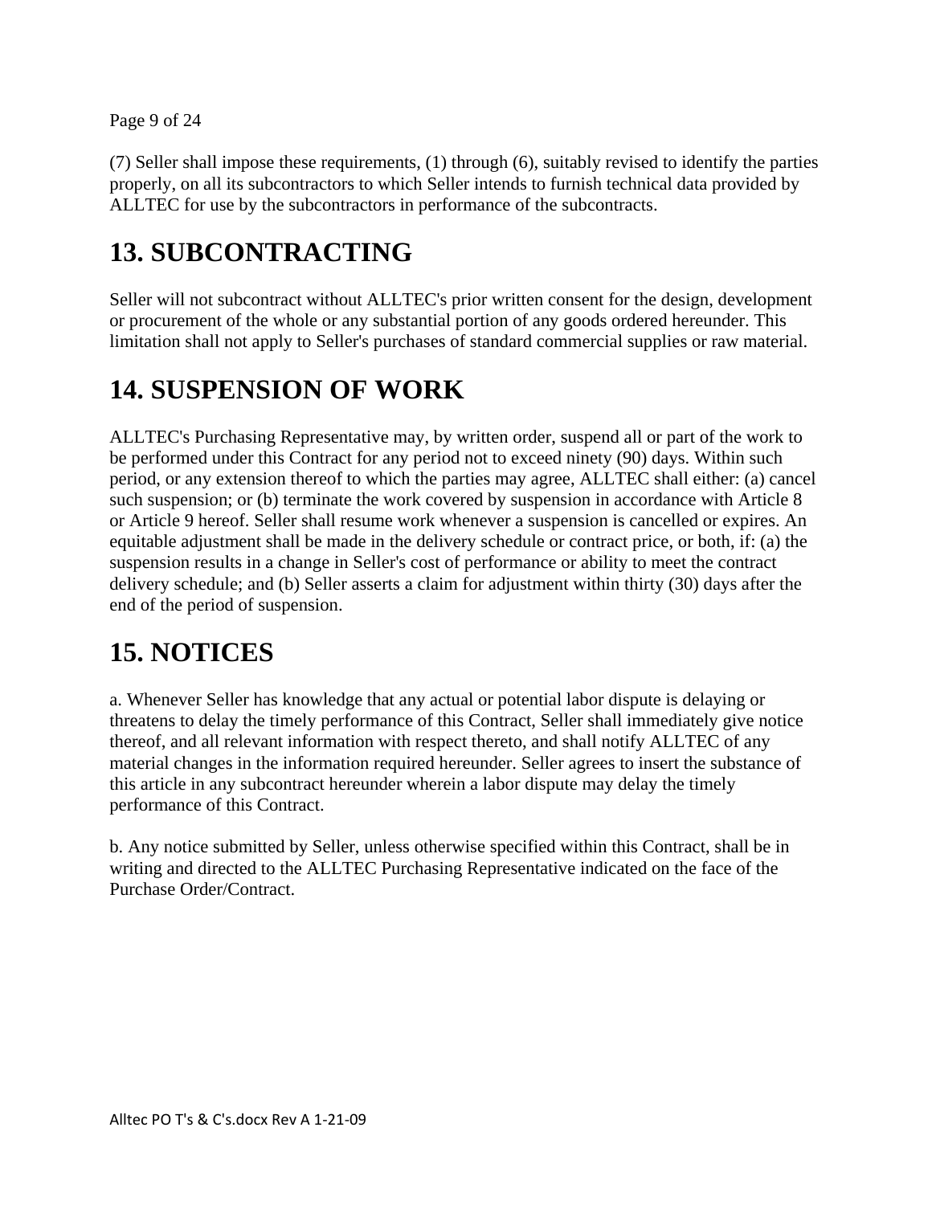(7) Seller shall impose these requirements, (1) through (6), suitably revised to identify the parties properly, on all its subcontractors to which Seller intends to furnish technical data provided by ALLTEC for use by the subcontractors in performance of the subcontracts.

# 13. SUBCONTRACTING

Seller will not subcontract without ALLTEC's prior written consent for the design, development or procurement of the whole or any substantial portion of any goods ordered hereunder. This limitation shall not apply to Seller's purchases of standard commercial supplies or raw material.

# 14. SUSPENSION OF WORK

ALLTEC's Purchasing Representative may, by written order, suspend all or part of the work to be performed under this Contract for any period not to exceed ninety (90) days. Within such period, or any extension thereof to which the parties may agree, ALLTEC shall either: (a) cancel such suspension; or (b) terminate the work covered by suspension in accordance with Article 8 or Article 9 hereof. Seller shall resume work whenever a suspension is cancelled or expires. An equitable adjustment shall be made in the delivery schedule or contract price, or both, if: (a) the suspension results in a change in Seller's cost of performance or ability to meet the contract delivery schedule; and (b) Seller asserts a claim for adjustment within thirty (30) days after the end of the period of suspension.

# 15. NOTICES

a. Whenever Seller has knowledge that any actual or potential labor dispute is delaying or threatens to delay the timely performance of this Contract, Seller shall immediately give notice thereof, and all relevant information with respect thereto, and shall notify ALLTEC of any material changes in the information required hereunder. Seller agrees to insert the substance of this article in any subcontract hereunder wherein a labor dispute may delay the timely performance of this Contract.

b. Any notice submitted by Seller, unless otherwise specified within this Contract, shall be in writing and directed to the ALLTEC Purchasing Representative indicated on the face of the Purchase Order/Contract.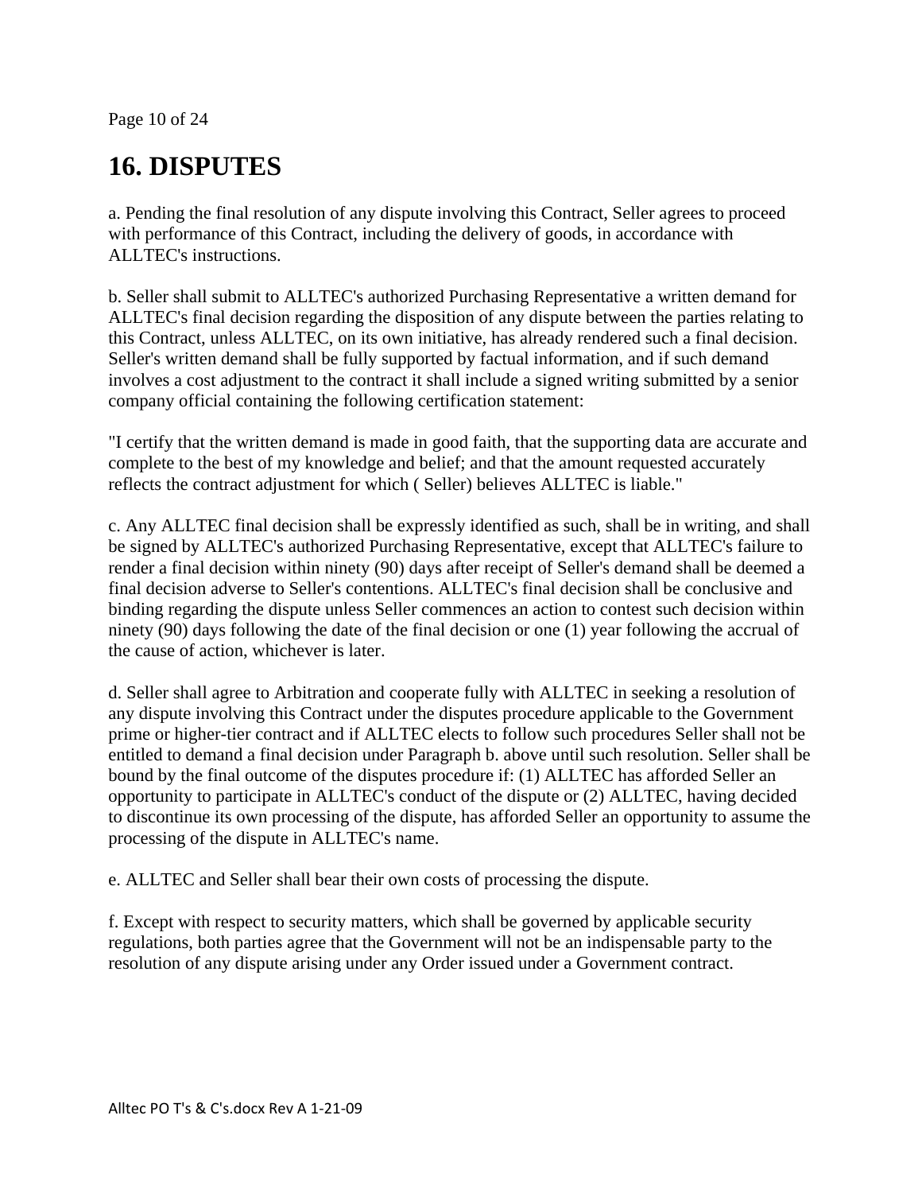# 16. DISPUTES

a. Pending the final resolution of any dispute involving this Contract, Seller agrees to proceed with performance of this Contract, including the delivery of goods, in accordance with ALLTEC's instructions.

b. Seller shall submit to ALLTEC's authorized Purchasing Representative a written demand for ALLTEC's final decision regarding the disposition of any dispute between the parties relating to this Contract, unless ALLTEC, on its own initiative, has already rendered such a final decision. Seller's written demand shall be fully supported by factual information, and if such demand involves a cost adjustment to the contract it shall include a signed writing submitted by a senior company official containing the following certification statement:

"I certify that the written demand is made in good faith, that the supporting data are accurate and complete to the best of my knowledge and belief; and that the amount requested accurately reflects the contract adjustment for which ( Seller) believes ALLTEC is liable."

c. Any ALLTEC final decision shall be expressly identified as such, shall be in writing, and shall be signed by ALLTEC's authorized Purchasing Representative, except that ALLTEC's failure to render a final decision within ninety (90) days after receipt of Seller's demand shall be deemed a final decision adverse to Seller's contentions. ALLTEC's final decision shall be conclusive and binding regarding the dispute unless Seller commences an action to contest such decision within ninety (90) days following the date of the final decision or one (1) year following the accrual of the cause of action, whichever is later.

d. Seller shall agree to Arbitration and cooperate fully with ALLTEC in seeking a resolution of any dispute involving this Contract under the disputes procedure applicable to the Government prime or higher-tier contract and if ALLTEC elects to follow such procedures Seller shall not be entitled to demand a final decision under Paragraph b. above until such resolution. Seller shall be bound by the final outcome of the disputes procedure if: (1) ALLTEC has afforded Seller an opportunity to participate in ALLTEC's conduct of the dispute or (2) ALLTEC, having decided to discontinue its own processing of the dispute, has afforded Seller an opportunity to assume the processing of the dispute in ALLTEC's name.

e. ALLTEC and Seller shall bear their own costs of processing the dispute.

f. Except with respect to security matters, which shall be governed by applicable security regulations, both parties agree that the Government will not be an indispensable party to the resolution of any dispute arising under any Order issued under a Government contract.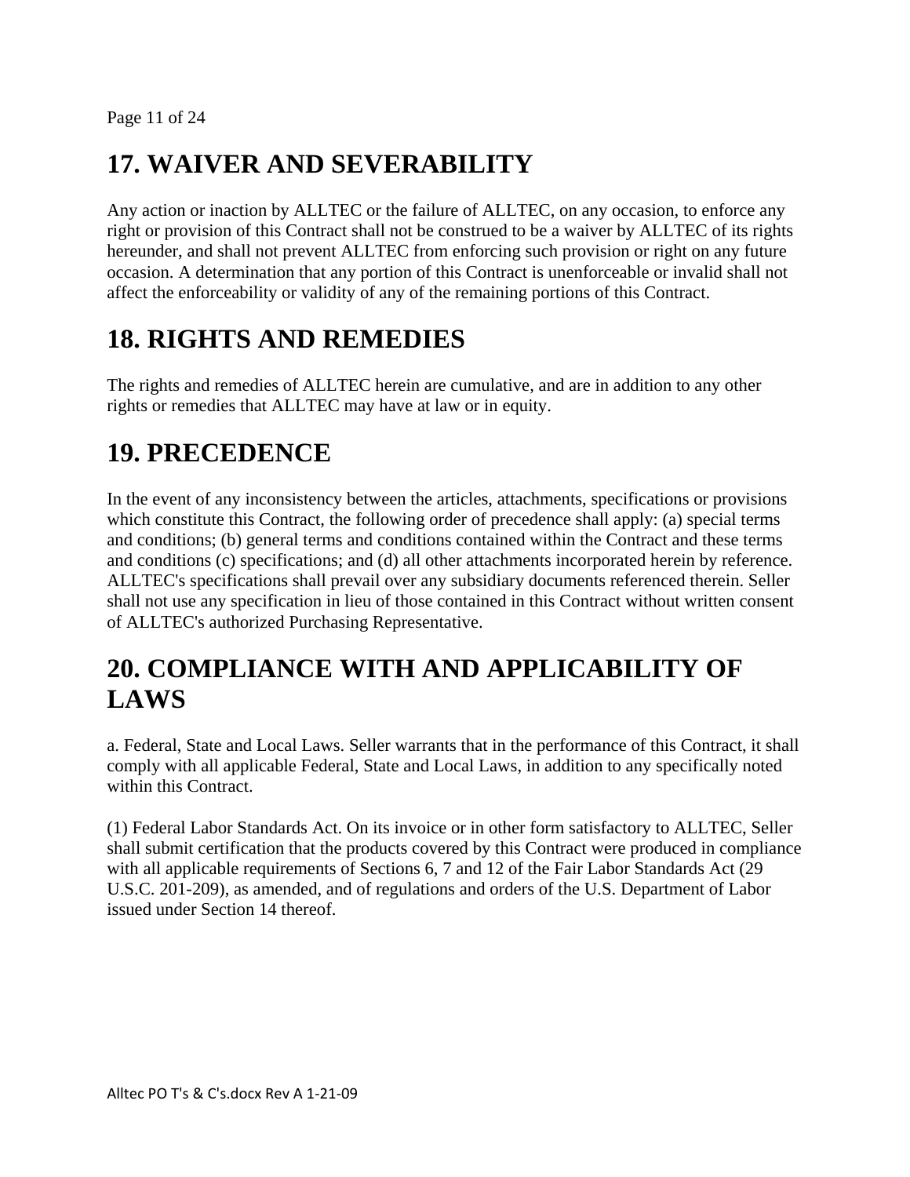## 17. WAIVER AND SEVERABILITY

Any action or inaction by ALLTEC or the failure of ALLTEC, on any occasion, to enforce any right or provision of this Contract shall not be construed to be a waiver by ALLTEC of its rights hereunder, and shall not prevent ALLTEC from enforcing such provision or right on any future occasion. A determination that any portion of this Contract is unenforceable or invalid shall not affect the enforceability or validity of any of the remaining portions of this Contract.

## 18. RIGHTS AND REMEDIES

The rights and remedies of ALLTEC herein are cumulative, and are in addition to any other rights or remedies that ALLTEC may have at law or in equity.

## 19. PRECEDENCE

In the event of any inconsistency between the articles, attachments, specifications or provisions which constitute this Contract, the following order of precedence shall apply: (a) special terms and conditions; (b) general terms and conditions contained within the Contract and these terms and conditions (c) specifications; and (d) all other attachments incorporated herein by reference. ALLTEC's specifications shall prevail over any subsidiary documents referenced therein. Seller shall not use any specification in lieu of those contained in this Contract without written consent of ALLTEC's authorized Purchasing Representative.

## 20. COMPLIANCE WITH AND APPLICABILITY OF LAWS

a. Federal, State and Local Laws. Seller warrants that in the performance of this Contract, it shall comply with all applicable Federal, State and Local Laws, in addition to any specifically noted within this Contract.

(1) Federal Labor Standards Act. On its invoice or in other form satisfactory to ALLTEC, Seller shall submit certification that the products covered by this Contract were produced in compliance with all applicable requirements of Sections 6, 7 and 12 of the Fair Labor Standards Act (29 U.S.C. 201-209), as amended, and of regulations and orders of the U.S. Department of Labor issued under Section 14 thereof.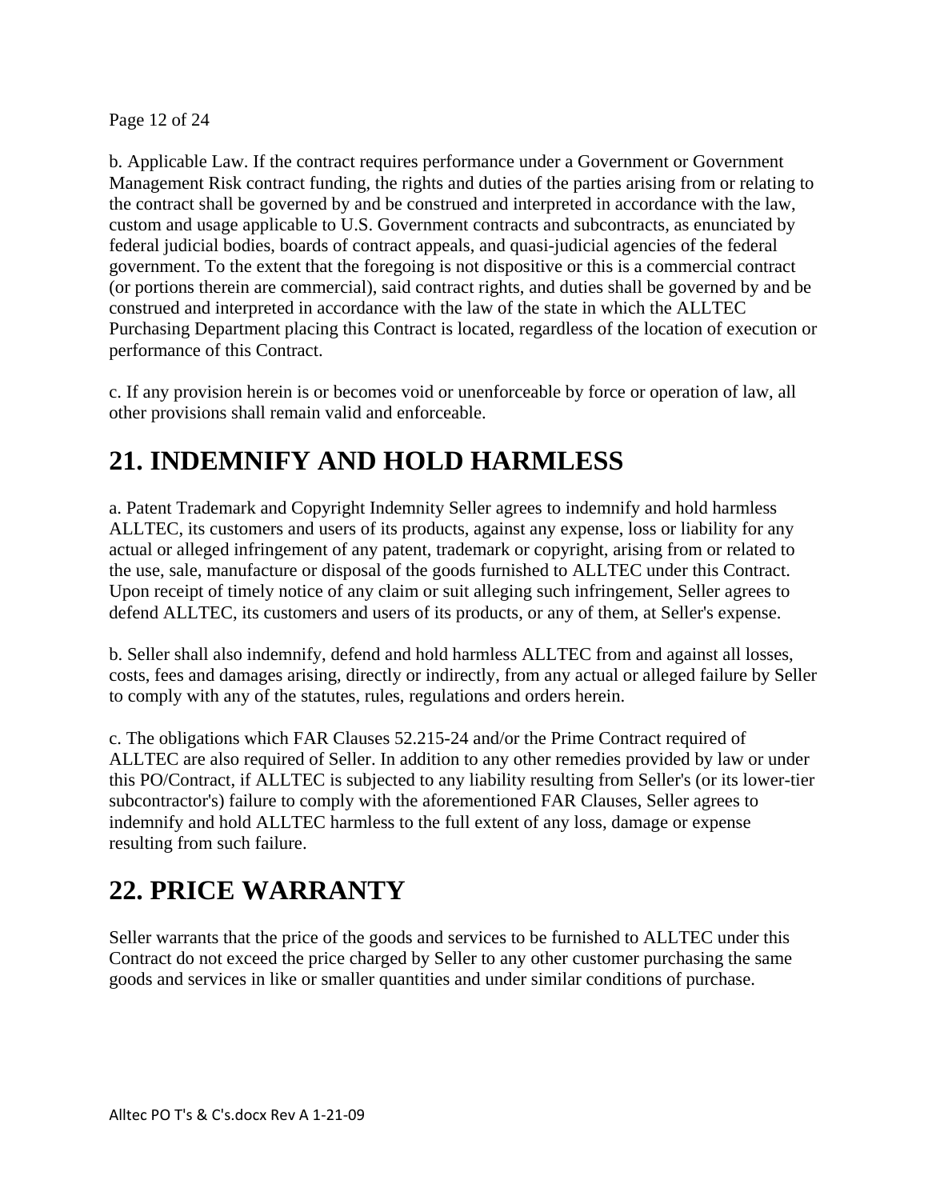b. Applicable Law. If the contract requires performance under a Government or Government Management Risk contract funding, the rights and duties of the parties arising from or relating to the contract shall be governed by and be construed and interpreted in accordance with the law, custom and usage applicable to U.S. Government contracts and subcontracts, as enunciated by federal judicial bodies, boards of contract appeals, and quasi-judicial agencies of the federal government. To the extent that the foregoing is not dispositive or this is a commercial contract (or portions therein are commercial), said contract rights, and duties shall be governed by and be construed and interpreted in accordance with the law of the state in which the ALLTEC Purchasing Department placing this Contract is located, regardless of the location of execution or performance of this Contract.

c. If any provision herein is or becomes void or unenforceable by force or operation of law, all other provisions shall remain valid and enforceable.

# 21. INDEMNIFY AND HOLD HARMLESS

a. Patent Trademark and Copyright Indemnity Seller agrees to indemnify and hold harmless ALLTEC, its customers and users of its products, against any expense, loss or liability for any actual or alleged infringement of any patent, trademark or copyright, arising from or related to the use, sale, manufacture or disposal of the goods furnished to ALLTEC under this Contract. Upon receipt of timely notice of any claim or suit alleging such infringement, Seller agrees to defend ALLTEC, its customers and users of its products, or any of them, at Seller's expense.

b. Seller shall also indemnify, defend and hold harmless ALLTEC from and against all losses, costs, fees and damages arising, directly or indirectly, from any actual or alleged failure by Seller to comply with any of the statutes, rules, regulations and orders herein.

c. The obligations which FAR Clauses 52.215-24 and/or the Prime Contract required of ALLTEC are also required of Seller. In addition to any other remedies provided by law or under this PO/Contract, if ALLTEC is subjected to any liability resulting from Seller's (or its lower-tier subcontractor's) failure to comply with the aforementioned FAR Clauses, Seller agrees to indemnify and hold ALLTEC harmless to the full extent of any loss, damage or expense resulting from such failure.

# 22. PRICE WARRANTY

Seller warrants that the price of the goods and services to be furnished to ALLTEC under this Contract do not exceed the price charged by Seller to any other customer purchasing the same goods and services in like or smaller quantities and under similar conditions of purchase.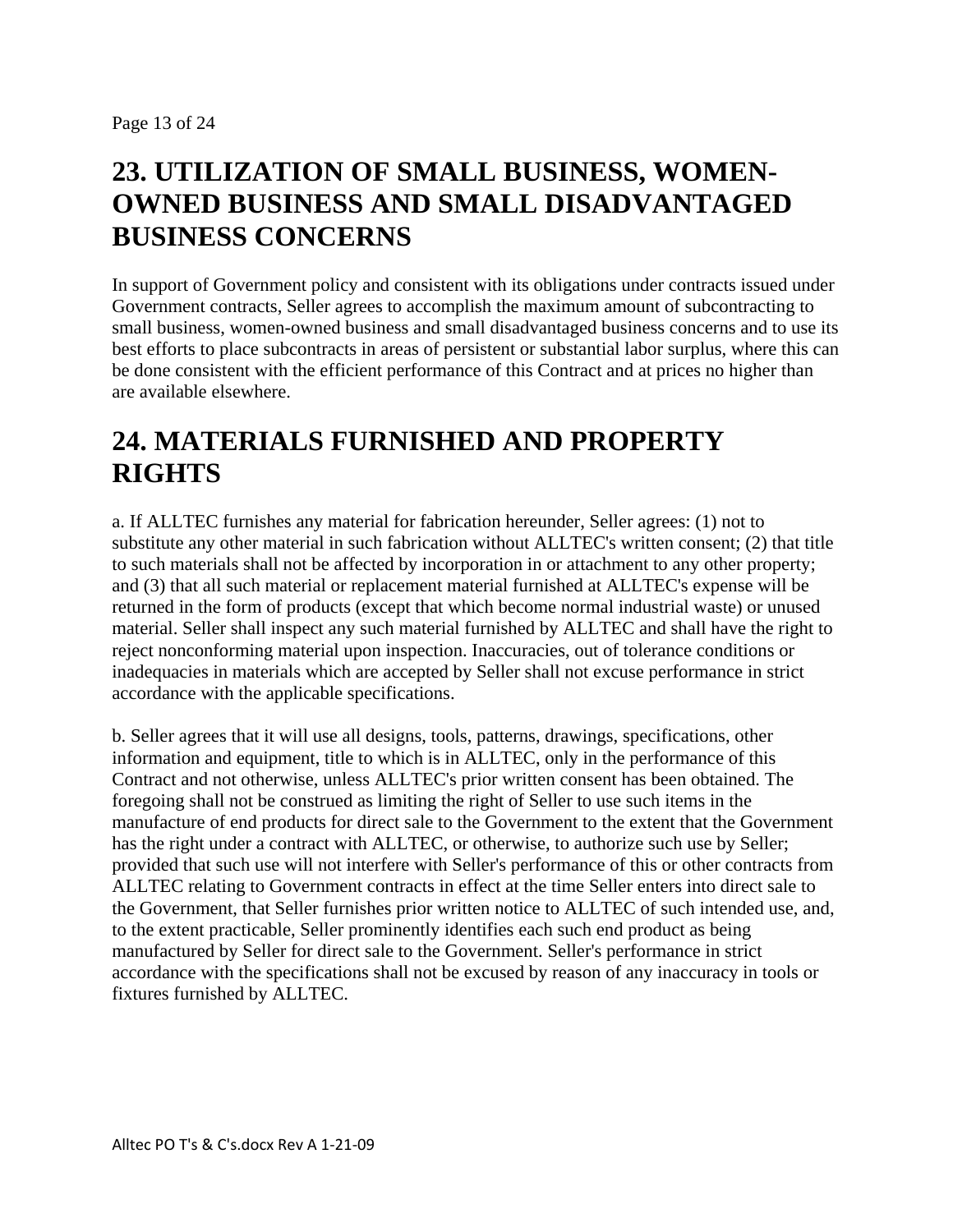# 23. UTILIZATION OF SMALL BUSINESS, WOMEN-OWNED BUSINESS AND SMALL DISADVANTAGED BUSINESS CONCERNS

In support of Government policy and consistent with its obligations under contracts issued under Government contracts, Seller agrees to accomplish the maximum amount of subcontracting to small business, women-owned business and small disadvantaged business concerns and to use its best efforts to place subcontracts in areas of persistent or substantial labor surplus, where this can be done consistent with the efficient performance of this Contract and at prices no higher than are available elsewhere.

# 24. MATERIALS FURNISHED AND PROPERTY RIGHTS

a. If ALLTEC furnishes any material for fabrication hereunder, Seller agrees: (1) not to substitute any other material in such fabrication without ALLTEC's written consent; (2) that title to such materials shall not be affected by incorporation in or attachment to any other property; and (3) that all such material or replacement material furnished at ALLTEC's expense will be returned in the form of products (except that which become normal industrial waste) or unused material. Seller shall inspect any such material furnished by ALLTEC and shall have the right to reject nonconforming material upon inspection. Inaccuracies, out of tolerance conditions or inadequacies in materials which are accepted by Seller shall not excuse performance in strict accordance with the applicable specifications.

b. Seller agrees that it will use all designs, tools, patterns, drawings, specifications, other information and equipment, title to which is in ALLTEC, only in the performance of this Contract and not otherwise, unless ALLTEC's prior written consent has been obtained. The foregoing shall not be construed as limiting the right of Seller to use such items in the manufacture of end products for direct sale to the Government to the extent that the Government has the right under a contract with ALLTEC, or otherwise, to authorize such use by Seller; provided that such use will not interfere with Seller's performance of this or other contracts from ALLTEC relating to Government contracts in effect at the time Seller enters into direct sale to the Government, that Seller furnishes prior written notice to ALLTEC of such intended use, and, to the extent practicable, Seller prominently identifies each such end product as being manufactured by Seller for direct sale to the Government. Seller's performance in strict accordance with the specifications shall not be excused by reason of any inaccuracy in tools or fixtures furnished by ALLTEC.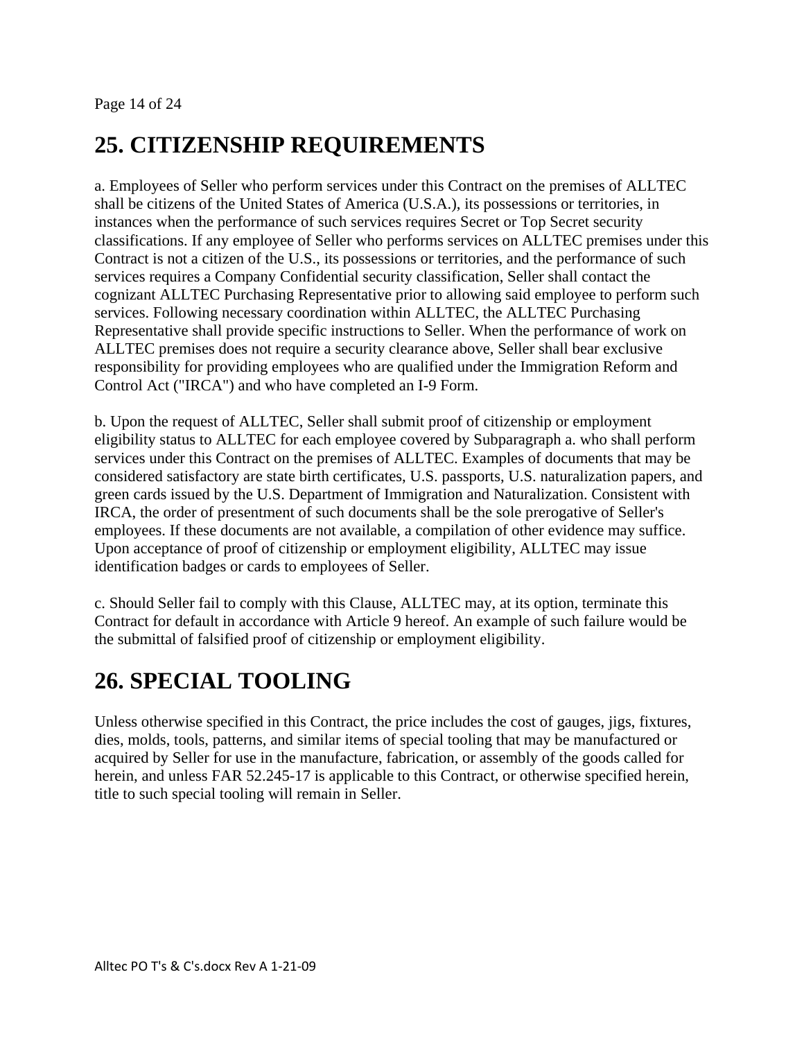# 25. CITIZENSHIP REQUIREMENTS

a. Employees of Seller who perform services under this Contract on the premises of ALLTEC shall be citizens of the United States of America (U.S.A.), its possessions or territories, in instances when the performance of such services requires Secret or Top Secret security classifications. If any employee of Seller who performs services on ALLTEC premises under this Contract is not a citizen of the U.S., its possessions or territories, and the performance of such services requires a Company Confidential security classification, Seller shall contact the cognizant ALLTEC Purchasing Representative prior to allowing said employee to perform such services. Following necessary coordination within ALLTEC, the ALLTEC Purchasing Representative shall provide specific instructions to Seller. When the performance of work on ALLTEC premises does not require a security clearance above, Seller shall bear exclusive responsibility for providing employees who are qualified under the Immigration Reform and Control Act ("IRCA") and who have completed an I-9 Form.

b. Upon the request of ALLTEC, Seller shall submit proof of citizenship or employment eligibility status to ALLTEC for each employee covered by Subparagraph a. who shall perform services under this Contract on the premises of ALLTEC. Examples of documents that may be considered satisfactory are state birth certificates, U.S. passports, U.S. naturalization papers, and green cards issued by the U.S. Department of Immigration and Naturalization. Consistent with IRCA, the order of presentment of such documents shall be the sole prerogative of Seller's employees. If these documents are not available, a compilation of other evidence may suffice. Upon acceptance of proof of citizenship or employment eligibility, ALLTEC may issue identification badges or cards to employees of Seller.

c. Should Seller fail to comply with this Clause, ALLTEC may, at its option, terminate this Contract for default in accordance with Article 9 hereof. An example of such failure would be the submittal of falsified proof of citizenship or employment eligibility.

# 26. SPECIAL TOOLING

Unless otherwise specified in this Contract, the price includes the cost of gauges, jigs, fixtures, dies, molds, tools, patterns, and similar items of special tooling that may be manufactured or acquired by Seller for use in the manufacture, fabrication, or assembly of the goods called for herein, and unless FAR 52.245-17 is applicable to this Contract, or otherwise specified herein, title to such special tooling will remain in Seller.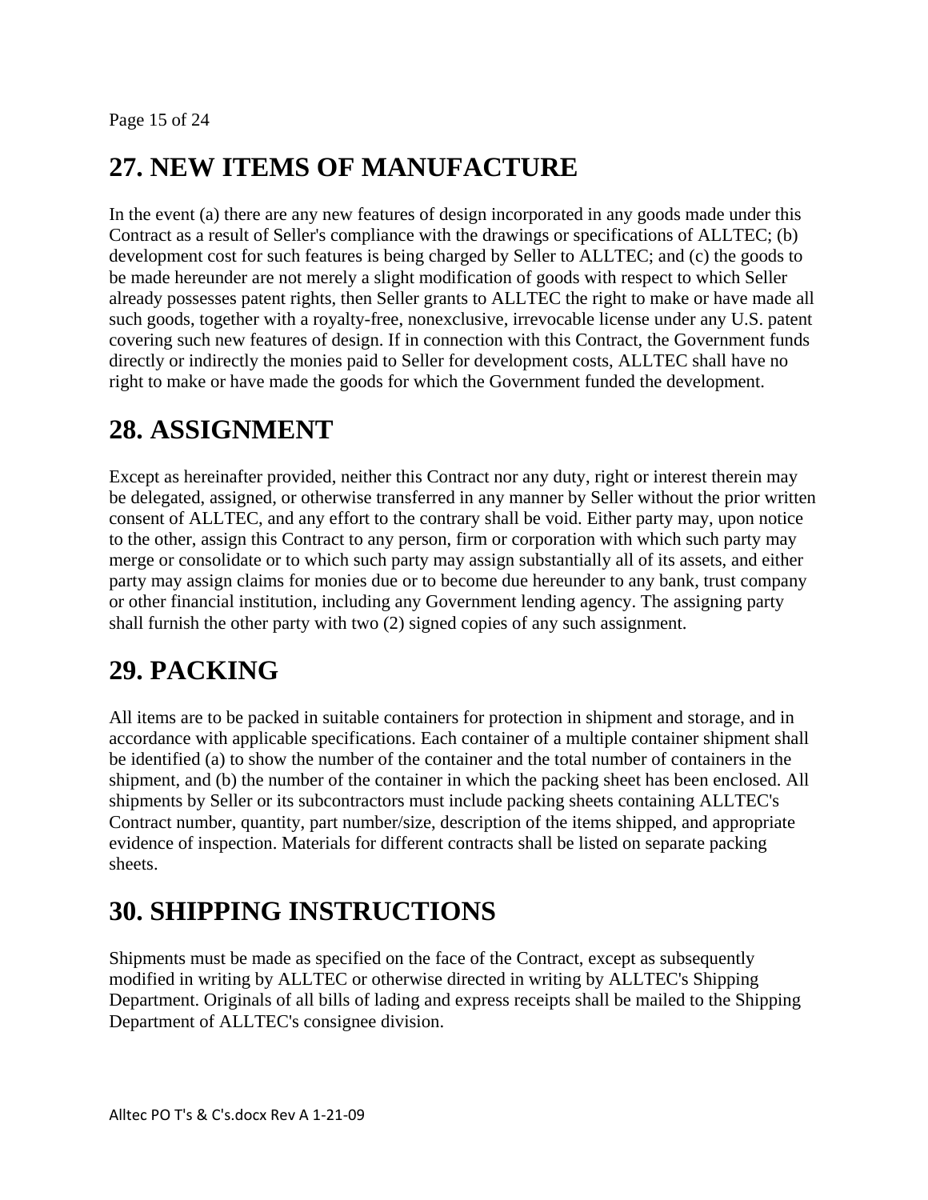## 27. NEW ITEMS OF MANUFACTURE

In the event (a) there are any new features of design incorporated in any goods made under this Contract as a result of Seller's compliance with the drawings or specifications of ALLTEC; (b) development cost for such features is being charged by Seller to ALLTEC; and (c) the goods to be made hereunder are not merely a slight modification of goods with respect to which Seller already possesses patent rights, then Seller grants to ALLTEC the right to make or have made all such goods, together with a royalty-free, nonexclusive, irrevocable license under any U.S. patent covering such new features of design. If in connection with this Contract, the Government funds directly or indirectly the monies paid to Seller for development costs, ALLTEC shall have no right to make or have made the goods for which the Government funded the development.

## 28. ASSIGNMENT

Except as hereinafter provided, neither this Contract nor any duty, right or interest therein may be delegated, assigned, or otherwise transferred in any manner by Seller without the prior written consent of ALLTEC, and any effort to the contrary shall be void. Either party may, upon notice to the other, assign this Contract to any person, firm or corporation with which such party may merge or consolidate or to which such party may assign substantially all of its assets, and either party may assign claims for monies due or to become due hereunder to any bank, trust company or other financial institution, including any Government lending agency. The assigning party shall furnish the other party with two (2) signed copies of any such assignment.

## 29. PACKING

All items are to be packed in suitable containers for protection in shipment and storage, and in accordance with applicable specifications. Each container of a multiple container shipment shall be identified (a) to show the number of the container and the total number of containers in the shipment, and (b) the number of the container in which the packing sheet has been enclosed. All shipments by Seller or its subcontractors must include packing sheets containing ALLTEC's Contract number, quantity, part number/size, description of the items shipped, and appropriate evidence of inspection. Materials for different contracts shall be listed on separate packing sheets.

## 30. SHIPPING INSTRUCTIONS

Shipments must be made as specified on the face of the Contract, except as subsequently modified in writing by ALLTEC or otherwise directed in writing by ALLTEC's Shipping Department. Originals of all bills of lading and express receipts shall be mailed to the Shipping Department of ALLTEC's consignee division.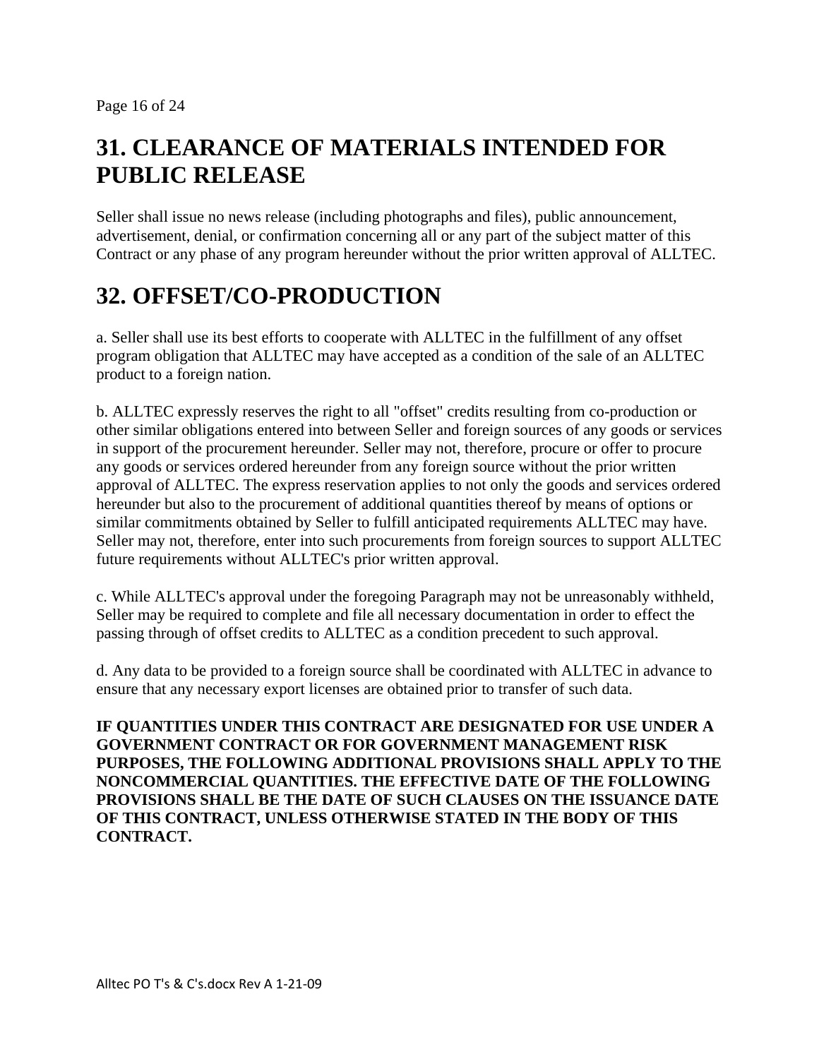# 31. CLEARANCE OF MATERIALS INTENDED FOR PUBLIC RELEASE

Seller shall issue no news release (including photographs and files), public announcement, advertisement, denial, or confirmation concerning all or any part of the subject matter of this Contract or any phase of any program hereunder without the prior written approval of ALLTEC.

# 32. OFFSET/CO-PRODUCTION

a. Seller shall use its best efforts to cooperate with ALLTEC in the fulfillment of any offset program obligation that ALLTEC may have accepted as a condition of the sale of an ALLTEC product to a foreign nation.

b. ALLTEC expressly reserves the right to all "offset" credits resulting from co-production or other similar obligations entered into between Seller and foreign sources of any goods or services in support of the procurement hereunder. Seller may not, therefore, procure or offer to procure any goods or services ordered hereunder from any foreign source without the prior written approval of ALLTEC. The express reservation applies to not only the goods and services ordered hereunder but also to the procurement of additional quantities thereof by means of options or similar commitments obtained by Seller to fulfill anticipated requirements ALLTEC may have. Seller may not, therefore, enter into such procurements from foreign sources to support ALLTEC future requirements without ALLTEC's prior written approval.

c. While ALLTEC's approval under the foregoing Paragraph may not be unreasonably withheld, Seller may be required to complete and file all necessary documentation in order to effect the passing through of offset credits to ALLTEC as a condition precedent to such approval.

d. Any data to be provided to a foreign source shall be coordinated with ALLTEC in advance to ensure that any necessary export licenses are obtained prior to transfer of such data.

**IF QUANTITIES UNDER THIS CONTRACT ARE DESIGNATED FOR USE UNDER A GOVERNMENT CONTRACT OR FOR GOVERNMENT MANAGEMENT RISK PURPOSES, THE FOLLOWING ADDITIONAL PROVISIONS SHALL APPLY TO THE NONCOMMERCIAL QUANTITIES. THE EFFECTIVE DATE OF THE FOLLOWING PROVISIONS SHALL BE THE DATE OF SUCH CLAUSES ON THE ISSUANCE DATE OF THIS CONTRACT, UNLESS OTHERWISE STATED IN THE BODY OF THIS CONTRACT.**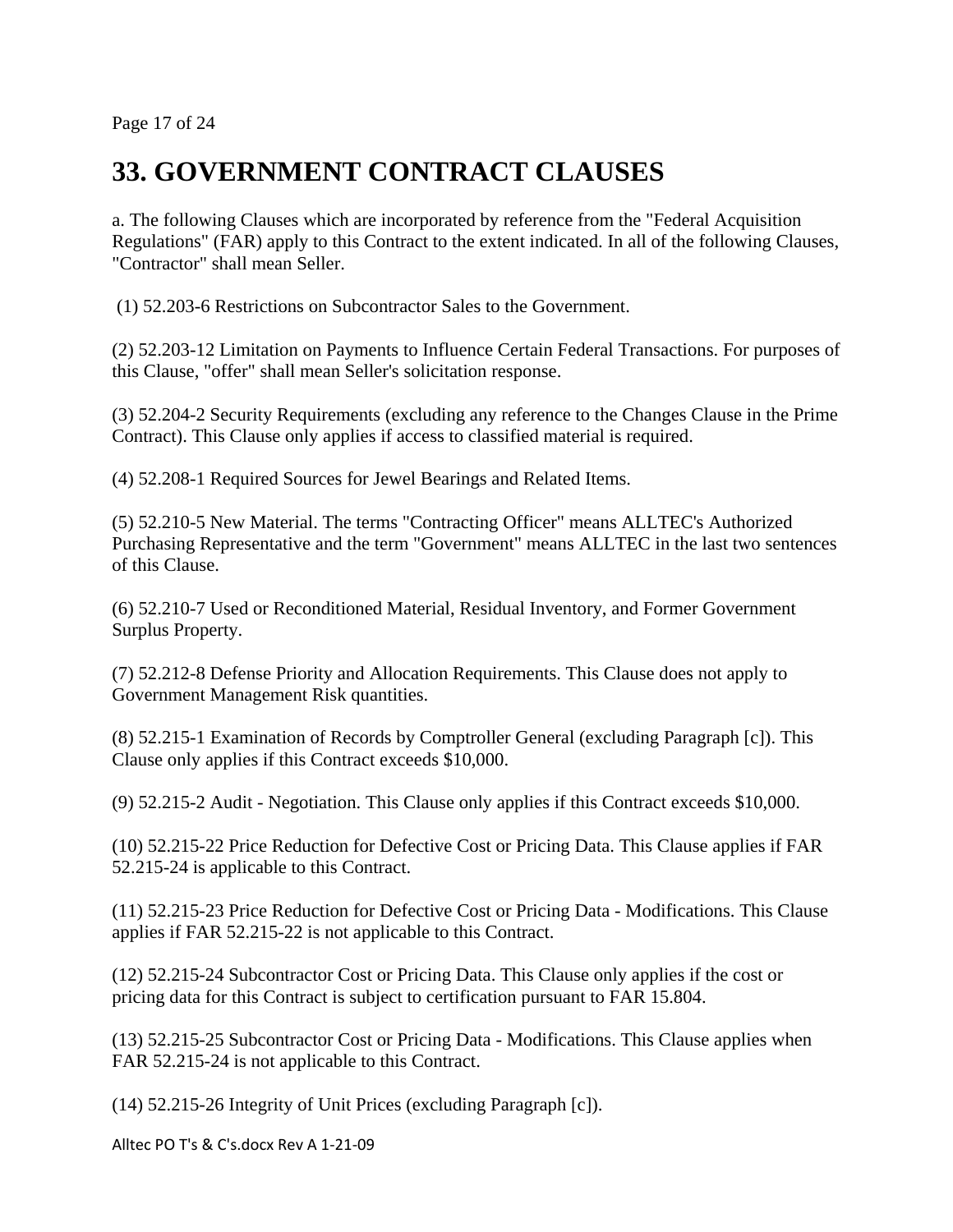# 33. GOVERNMENT CONTRACT CLAUSES

a. The following Clauses which are incorporated by reference from the "Federal Acquisition Regulations" (FAR) apply to this Contract to the extent indicated. In all of the following Clauses, "Contractor" shall mean Seller.

(1) 52.203-6 Restrictions on Subcontractor Sales to the Government.

(2) 52.203-12 Limitation on Payments to Influence Certain Federal Transactions. For purposes of this Clause, "offer" shall mean Seller's solicitation response.

(3) 52.204-2 Security Requirements (excluding any reference to the Changes Clause in the Prime Contract). This Clause only applies if access to classified material is required.

(4) 52.208-1 Required Sources for Jewel Bearings and Related Items.

(5) 52.210-5 New Material. The terms "Contracting Officer" means ALLTEC's Authorized Purchasing Representative and the term "Government" means ALLTEC in the last two sentences of this Clause.

(6) 52.210-7 Used or Reconditioned Material, Residual Inventory, and Former Government Surplus Property.

(7) 52.212-8 Defense Priority and Allocation Requirements. This Clause does not apply to Government Management Risk quantities.

(8) 52.215-1 Examination of Records by Comptroller General (excluding Paragraph [c]). This Clause only applies if this Contract exceeds $10,000.

(9) 52.215-2 Audit - Negotiation. This Clause only applies if this Contract exceeds $10,000.

(10) 52.215-22 Price Reduction for Defective Cost or Pricing Data. This Clause applies if FAR 52.215-24 is applicable to this Contract.

(11) 52.215-23 Price Reduction for Defective Cost or Pricing Data - Modifications. This Clause applies if FAR 52.215-22 is not applicable to this Contract.

(12) 52.215-24 Subcontractor Cost or Pricing Data. This Clause only applies if the cost or pricing data for this Contract is subject to certification pursuant to FAR 15.804.

(13) 52.215-25 Subcontractor Cost or Pricing Data - Modifications. This Clause applies when FAR 52.215-24 is not applicable to this Contract.

(14) 52.215-26 Integrity of Unit Prices (excluding Paragraph [c]).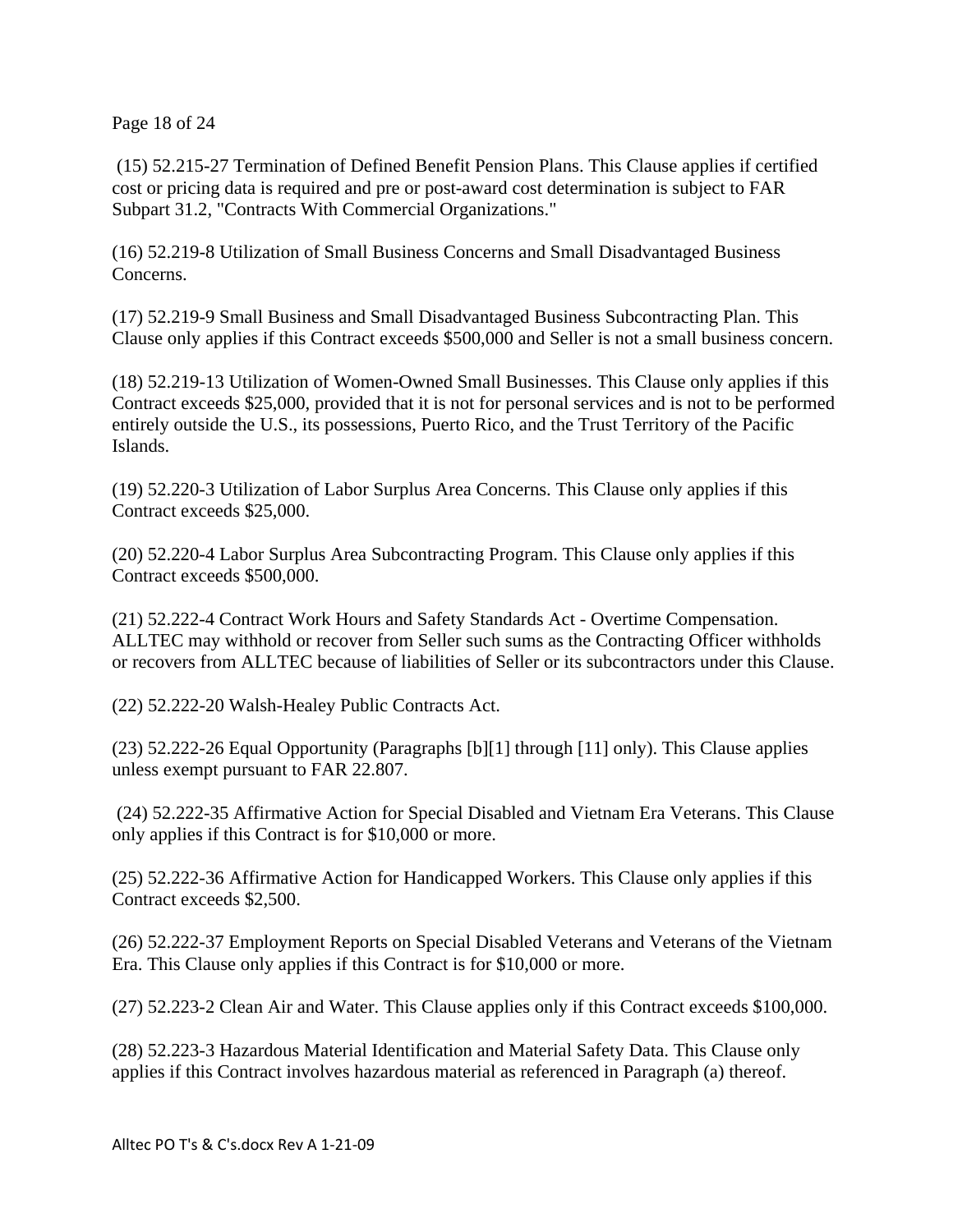(15) 52.215-27 Termination of Defined Benefit Pension Plans. This Clause applies if certified cost or pricing data is required and pre or post-award cost determination is subject to FAR Subpart 31.2, "Contracts With Commercial Organizations."

(16) 52.219-8 Utilization of Small Business Concerns and Small Disadvantaged Business Concerns.

(17) 52.219-9 Small Business and Small Disadvantaged Business Subcontracting Plan. This Clause only applies if this Contract exceeds $500,000 and Seller is not a small business concern.

(18) 52.219-13 Utilization of Women-Owned Small Businesses. This Clause only applies if this Contract exceeds $25,000, provided that it is not for personal services and is not to be performed entirely outside the U.S., its possessions, Puerto Rico, and the Trust Territory of the Pacific Islands.

(19) 52.220-3 Utilization of Labor Surplus Area Concerns. This Clause only applies if this Contract exceeds $25,000.

(20) 52.220-4 Labor Surplus Area Subcontracting Program. This Clause only applies if this Contract exceeds $500,000.

(21) 52.222-4 Contract Work Hours and Safety Standards Act - Overtime Compensation. ALLTEC may withhold or recover from Seller such sums as the Contracting Officer withholds or recovers from ALLTEC because of liabilities of Seller or its subcontractors under this Clause.

(22) 52.222-20 Walsh-Healey Public Contracts Act.

(23) 52.222-26 Equal Opportunity (Paragraphs [b][1] through [11] only). This Clause applies unless exempt pursuant to FAR 22.807.

(24) 52.222-35 Affirmative Action for Special Disabled and Vietnam Era Veterans. This Clause only applies if this Contract is for $10,000 or more.

(25) 52.222-36 Affirmative Action for Handicapped Workers. This Clause only applies if this Contract exceeds $2,500.

(26) 52.222-37 Employment Reports on Special Disabled Veterans and Veterans of the Vietnam Era. This Clause only applies if this Contract is for $10,000 or more.

(27) 52.223-2 Clean Air and Water. This Clause applies only if this Contract exceeds $100,000.

(28) 52.223-3 Hazardous Material Identification and Material Safety Data. This Clause only applies if this Contract involves hazardous material as referenced in Paragraph (a) thereof.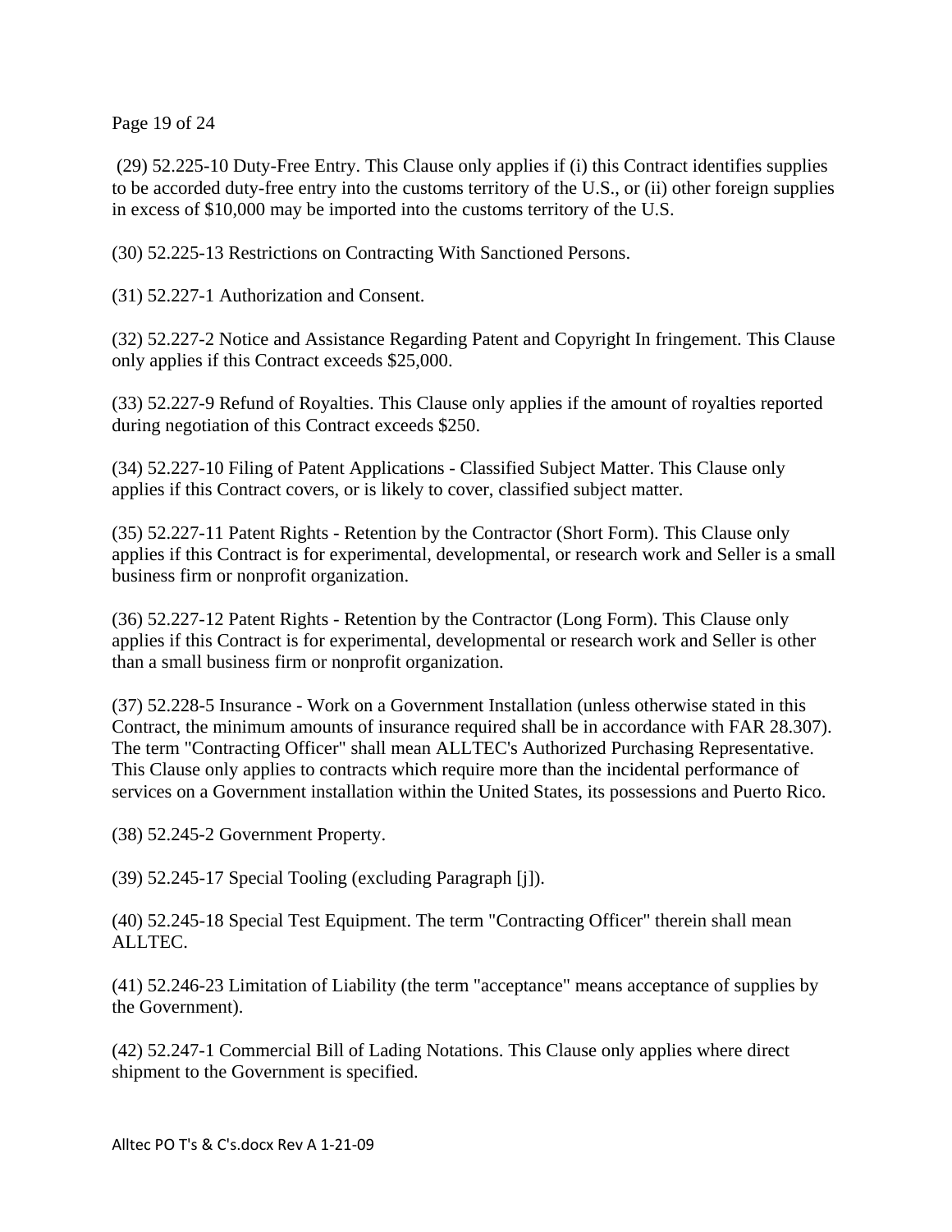(29) 52.225-10 Duty-Free Entry. This Clause only applies if (i) this Contract identifies supplies to be accorded duty-free entry into the customs territory of the U.S., or (ii) other foreign supplies in excess of $10,000 may be imported into the customs territory of the U.S.

(30) 52.225-13 Restrictions on Contracting With Sanctioned Persons.

(31) 52.227-1 Authorization and Consent.

(32) 52.227-2 Notice and Assistance Regarding Patent and Copyright In fringement. This Clause only applies if this Contract exceeds $25,000.

(33) 52.227-9 Refund of Royalties. This Clause only applies if the amount of royalties reported during negotiation of this Contract exceeds $250.

(34) 52.227-10 Filing of Patent Applications - Classified Subject Matter. This Clause only applies if this Contract covers, or is likely to cover, classified subject matter.

(35) 52.227-11 Patent Rights - Retention by the Contractor (Short Form). This Clause only applies if this Contract is for experimental, developmental, or research work and Seller is a small business firm or nonprofit organization.

(36) 52.227-12 Patent Rights - Retention by the Contractor (Long Form). This Clause only applies if this Contract is for experimental, developmental or research work and Seller is other than a small business firm or nonprofit organization.

(37) 52.228-5 Insurance - Work on a Government Installation (unless otherwise stated in this Contract, the minimum amounts of insurance required shall be in accordance with FAR 28.307). The term "Contracting Officer" shall mean ALLTEC's Authorized Purchasing Representative. This Clause only applies to contracts which require more than the incidental performance of services on a Government installation within the United States, its possessions and Puerto Rico.

(38) 52.245-2 Government Property.

(39) 52.245-17 Special Tooling (excluding Paragraph [j]).

(40) 52.245-18 Special Test Equipment. The term "Contracting Officer" therein shall mean ALLTEC.

(41) 52.246-23 Limitation of Liability (the term "acceptance" means acceptance of supplies by the Government).

(42) 52.247-1 Commercial Bill of Lading Notations. This Clause only applies where direct shipment to the Government is specified.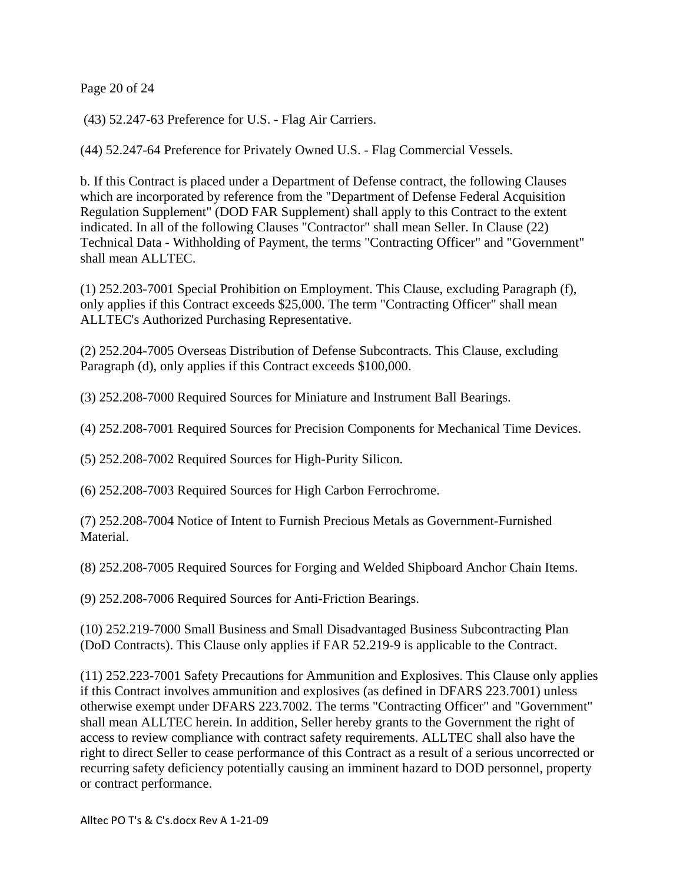(43) 52.247-63 Preference for U.S. - Flag Air Carriers.

(44) 52.247-64 Preference for Privately Owned U.S. - Flag Commercial Vessels.

b. If this Contract is placed under a Department of Defense contract, the following Clauses which are incorporated by reference from the "Department of Defense Federal Acquisition Regulation Supplement" (DOD FAR Supplement) shall apply to this Contract to the extent indicated. In all of the following Clauses "Contractor" shall mean Seller. In Clause (22) Technical Data - Withholding of Payment, the terms "Contracting Officer" and "Government" shall mean ALLTEC.

(1) 252.203-7001 Special Prohibition on Employment. This Clause, excluding Paragraph (f), only applies if this Contract exceeds $25,000. The term "Contracting Officer" shall mean ALLTEC's Authorized Purchasing Representative.

(2) 252.204-7005 Overseas Distribution of Defense Subcontracts. This Clause, excluding Paragraph (d), only applies if this Contract exceeds $100,000.

(3) 252.208-7000 Required Sources for Miniature and Instrument Ball Bearings.

(4) 252.208-7001 Required Sources for Precision Components for Mechanical Time Devices.

(5) 252.208-7002 Required Sources for High-Purity Silicon.

(6) 252.208-7003 Required Sources for High Carbon Ferrochrome.

(7) 252.208-7004 Notice of Intent to Furnish Precious Metals as Government-Furnished Material.

(8) 252.208-7005 Required Sources for Forging and Welded Shipboard Anchor Chain Items.

(9) 252.208-7006 Required Sources for Anti-Friction Bearings.

(10) 252.219-7000 Small Business and Small Disadvantaged Business Subcontracting Plan (DoD Contracts). This Clause only applies if FAR 52.219-9 is applicable to the Contract.

(11) 252.223-7001 Safety Precautions for Ammunition and Explosives. This Clause only applies if this Contract involves ammunition and explosives (as defined in DFARS 223.7001) unless otherwise exempt under DFARS 223.7002. The terms "Contracting Officer" and "Government" shall mean ALLTEC herein. In addition, Seller hereby grants to the Government the right of access to review compliance with contract safety requirements. ALLTEC shall also have the right to direct Seller to cease performance of this Contract as a result of a serious uncorrected or recurring safety deficiency potentially causing an imminent hazard to DOD personnel, property or contract performance.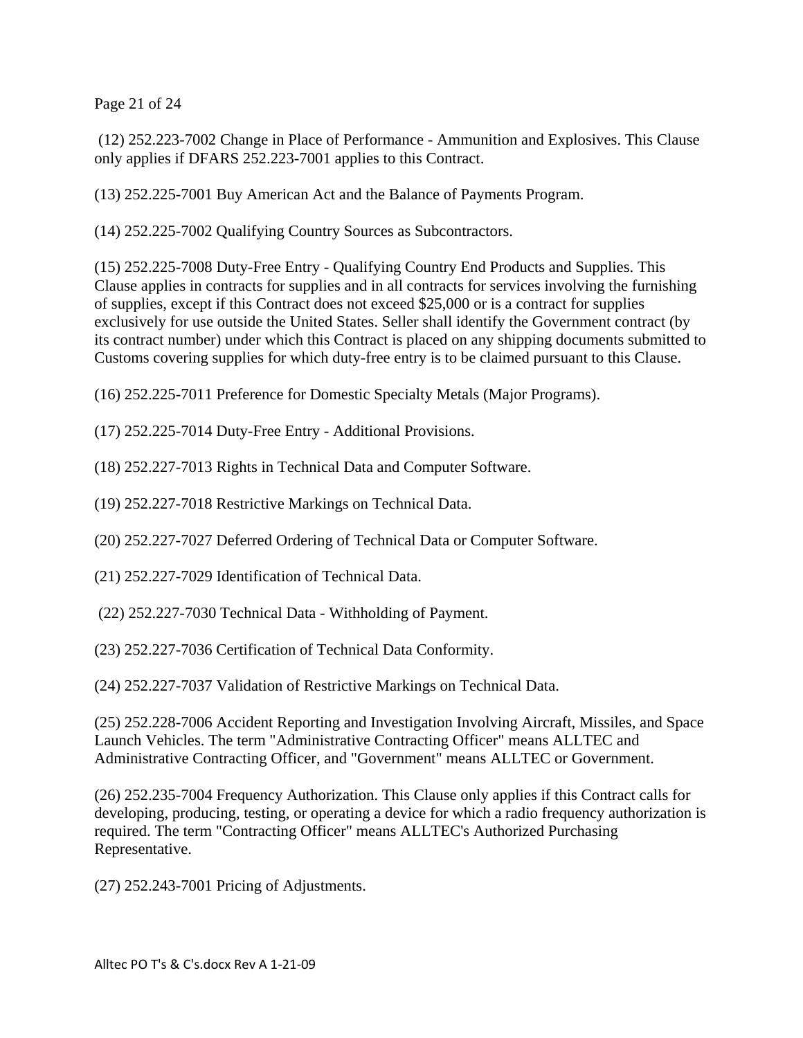(12) 252.223-7002 Change in Place of Performance - Ammunition and Explosives. This Clause only applies if DFARS 252.223-7001 applies to this Contract.

(13) 252.225-7001 Buy American Act and the Balance of Payments Program.

(14) 252.225-7002 Qualifying Country Sources as Subcontractors.

(15) 252.225-7008 Duty-Free Entry - Qualifying Country End Products and Supplies. This Clause applies in contracts for supplies and in all contracts for services involving the furnishing of supplies, except if this Contract does not exceed $25,000 or is a contract for supplies exclusively for use outside the United States. Seller shall identify the Government contract (by its contract number) under which this Contract is placed on any shipping documents submitted to Customs covering supplies for which duty-free entry is to be claimed pursuant to this Clause.

(16) 252.225-7011 Preference for Domestic Specialty Metals (Major Programs).

(17) 252.225-7014 Duty-Free Entry - Additional Provisions.

(18) 252.227-7013 Rights in Technical Data and Computer Software.

(19) 252.227-7018 Restrictive Markings on Technical Data.

(20) 252.227-7027 Deferred Ordering of Technical Data or Computer Software.

(21) 252.227-7029 Identification of Technical Data.

(22) 252.227-7030 Technical Data - Withholding of Payment.

(23) 252.227-7036 Certification of Technical Data Conformity.

(24) 252.227-7037 Validation of Restrictive Markings on Technical Data.

(25) 252.228-7006 Accident Reporting and Investigation Involving Aircraft, Missiles, and Space Launch Vehicles. The term "Administrative Contracting Officer" means ALLTEC and Administrative Contracting Officer, and "Government" means ALLTEC or Government.

(26) 252.235-7004 Frequency Authorization. This Clause only applies if this Contract calls for developing, producing, testing, or operating a device for which a radio frequency authorization is required. The term "Contracting Officer" means ALLTEC's Authorized Purchasing Representative.

(27) 252.243-7001 Pricing of Adjustments.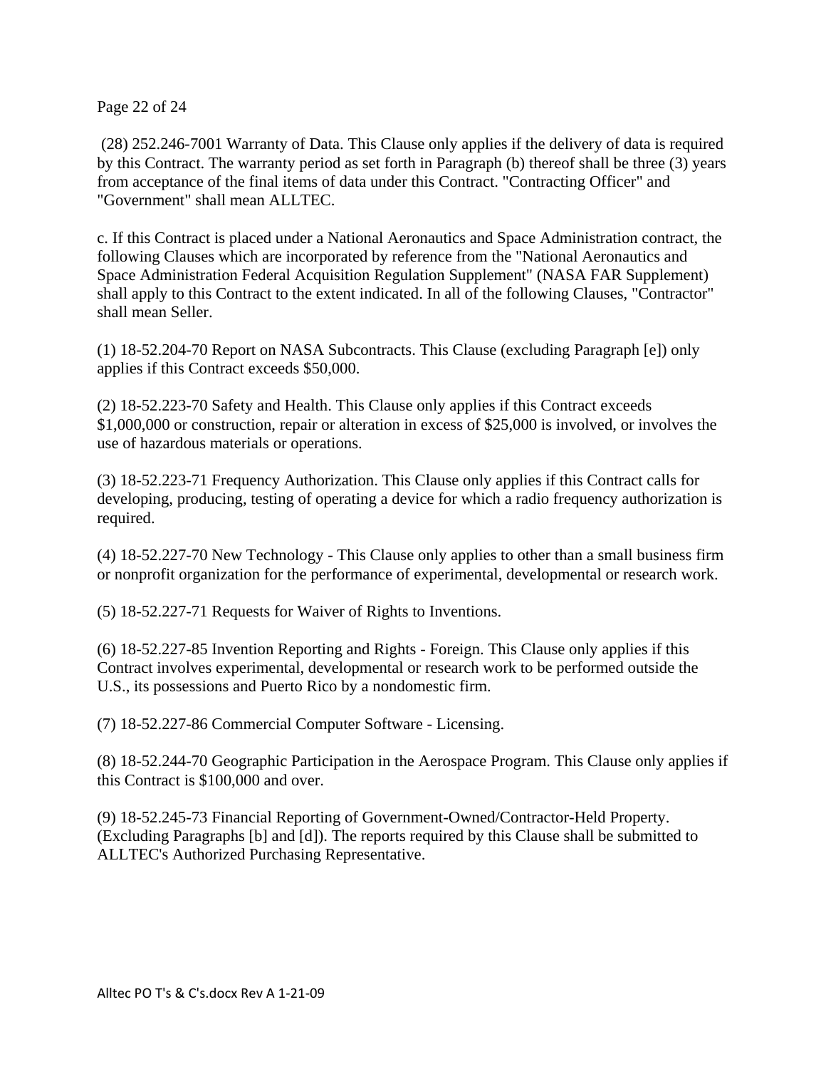(28) 252.246-7001 Warranty of Data. This Clause only applies if the delivery of data is required by this Contract. The warranty period as set forth in Paragraph (b) thereof shall be three (3) years from acceptance of the final items of data under this Contract. "Contracting Officer" and "Government" shall mean ALLTEC.

c. If this Contract is placed under a National Aeronautics and Space Administration contract, the following Clauses which are incorporated by reference from the "National Aeronautics and Space Administration Federal Acquisition Regulation Supplement" (NASA FAR Supplement) shall apply to this Contract to the extent indicated. In all of the following Clauses, "Contractor" shall mean Seller.

(1) 18-52.204-70 Report on NASA Subcontracts. This Clause (excluding Paragraph [e]) only applies if this Contract exceeds $50,000.

(2) 18-52.223-70 Safety and Health. This Clause only applies if this Contract exceeds $1,000,000 or construction, repair or alteration in excess of $25,000 is involved, or involves the use of hazardous materials or operations.

(3) 18-52.223-71 Frequency Authorization. This Clause only applies if this Contract calls for developing, producing, testing of operating a device for which a radio frequency authorization is required.

(4) 18-52.227-70 New Technology - This Clause only applies to other than a small business firm or nonprofit organization for the performance of experimental, developmental or research work.

(5) 18-52.227-71 Requests for Waiver of Rights to Inventions.

(6) 18-52.227-85 Invention Reporting and Rights - Foreign. This Clause only applies if this Contract involves experimental, developmental or research work to be performed outside the U.S., its possessions and Puerto Rico by a nondomestic firm.

(7) 18-52.227-86 Commercial Computer Software - Licensing.

(8) 18-52.244-70 Geographic Participation in the Aerospace Program. This Clause only applies if this Contract is $100,000 and over.

(9) 18-52.245-73 Financial Reporting of Government-Owned/Contractor-Held Property. (Excluding Paragraphs [b] and [d]). The reports required by this Clause shall be submitted to ALLTEC's Authorized Purchasing Representative.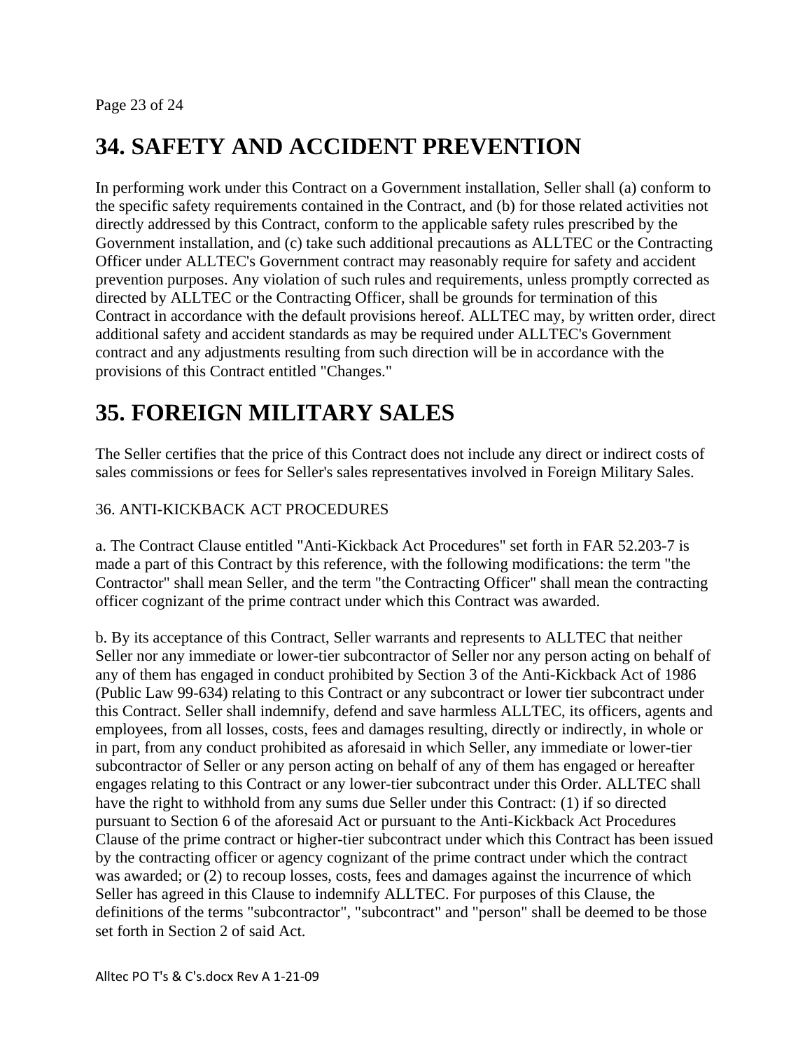# 34. SAFETY AND ACCIDENT PREVENTION

In performing work under this Contract on a Government installation, Seller shall (a) conform to the specific safety requirements contained in the Contract, and (b) for those related activities not directly addressed by this Contract, conform to the applicable safety rules prescribed by the Government installation, and (c) take such additional precautions as ALLTEC or the Contracting Officer under ALLTEC's Government contract may reasonably require for safety and accident prevention purposes. Any violation of such rules and requirements, unless promptly corrected as directed by ALLTEC or the Contracting Officer, shall be grounds for termination of this Contract in accordance with the default provisions hereof. ALLTEC may, by written order, direct additional safety and accident standards as may be required under ALLTEC's Government contract and any adjustments resulting from such direction will be in accordance with the provisions of this Contract entitled "Changes."

# 35. FOREIGN MILITARY SALES

The Seller certifies that the price of this Contract does not include any direct or indirect costs of sales commissions or fees for Seller's sales representatives involved in Foreign Military Sales.

36. ANTI-KICKBACK ACT PROCEDURES

a. The Contract Clause entitled "Anti-Kickback Act Procedures" set forth in FAR 52.203-7 is made a part of this Contract by this reference, with the following modifications: the term "the Contractor" shall mean Seller, and the term "the Contracting Officer" shall mean the contracting officer cognizant of the prime contract under which this Contract was awarded.

b. By its acceptance of this Contract, Seller warrants and represents to ALLTEC that neither Seller nor any immediate or lower-tier subcontractor of Seller nor any person acting on behalf of any of them has engaged in conduct prohibited by Section 3 of the Anti-Kickback Act of 1986 (Public Law 99-634) relating to this Contract or any subcontract or lower tier subcontract under this Contract. Seller shall indemnify, defend and save harmless ALLTEC, its officers, agents and employees, from all losses, costs, fees and damages resulting, directly or indirectly, in whole or in part, from any conduct prohibited as aforesaid in which Seller, any immediate or lower-tier subcontractor of Seller or any person acting on behalf of any of them has engaged or hereafter engages relating to this Contract or any lower-tier subcontract under this Order. ALLTEC shall have the right to withhold from any sums due Seller under this Contract: (1) if so directed pursuant to Section 6 of the aforesaid Act or pursuant to the Anti-Kickback Act Procedures Clause of the prime contract or higher-tier subcontract under which this Contract has been issued by the contracting officer or agency cognizant of the prime contract under which the contract was awarded; or (2) to recoup losses, costs, fees and damages against the incurrence of which Seller has agreed in this Clause to indemnify ALLTEC. For purposes of this Clause, the definitions of the terms "subcontractor", "subcontract" and "person" shall be deemed to be those set forth in Section 2 of said Act.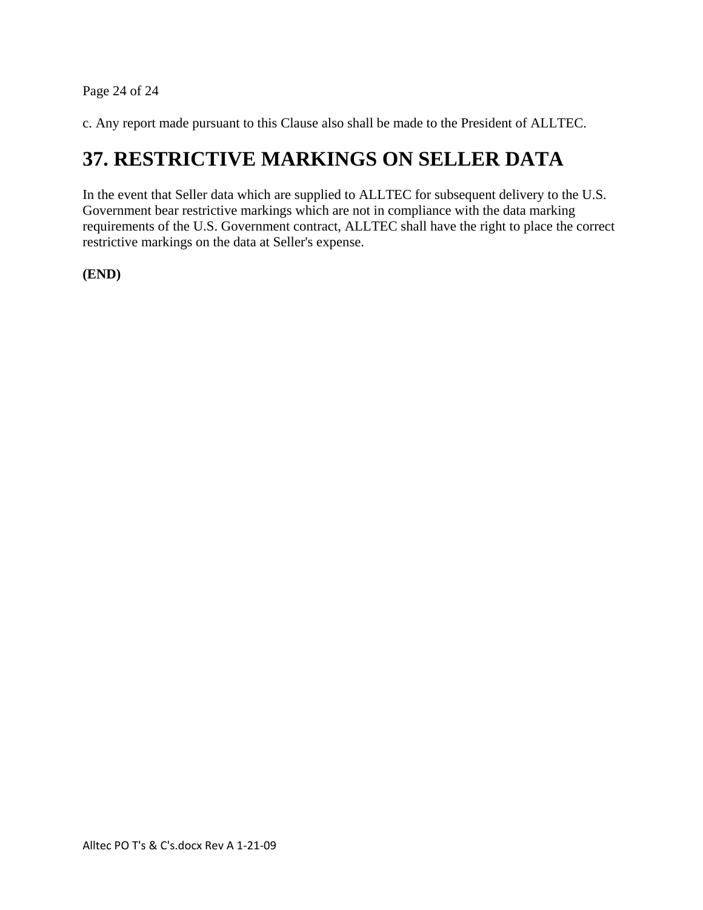c. Any report made pursuant to this Clause also shall be made to the President of ALLTEC.

# 37. RESTRICTIVE MARKINGS ON SELLER DATA

In the event that Seller data which are supplied to ALLTEC for subsequent delivery to the U.S. Government bear restrictive markings which are not in compliance with the data marking requirements of the U.S. Government contract, ALLTEC shall have the right to place the correct restrictive markings on the data at Seller's expense.

**(END)**